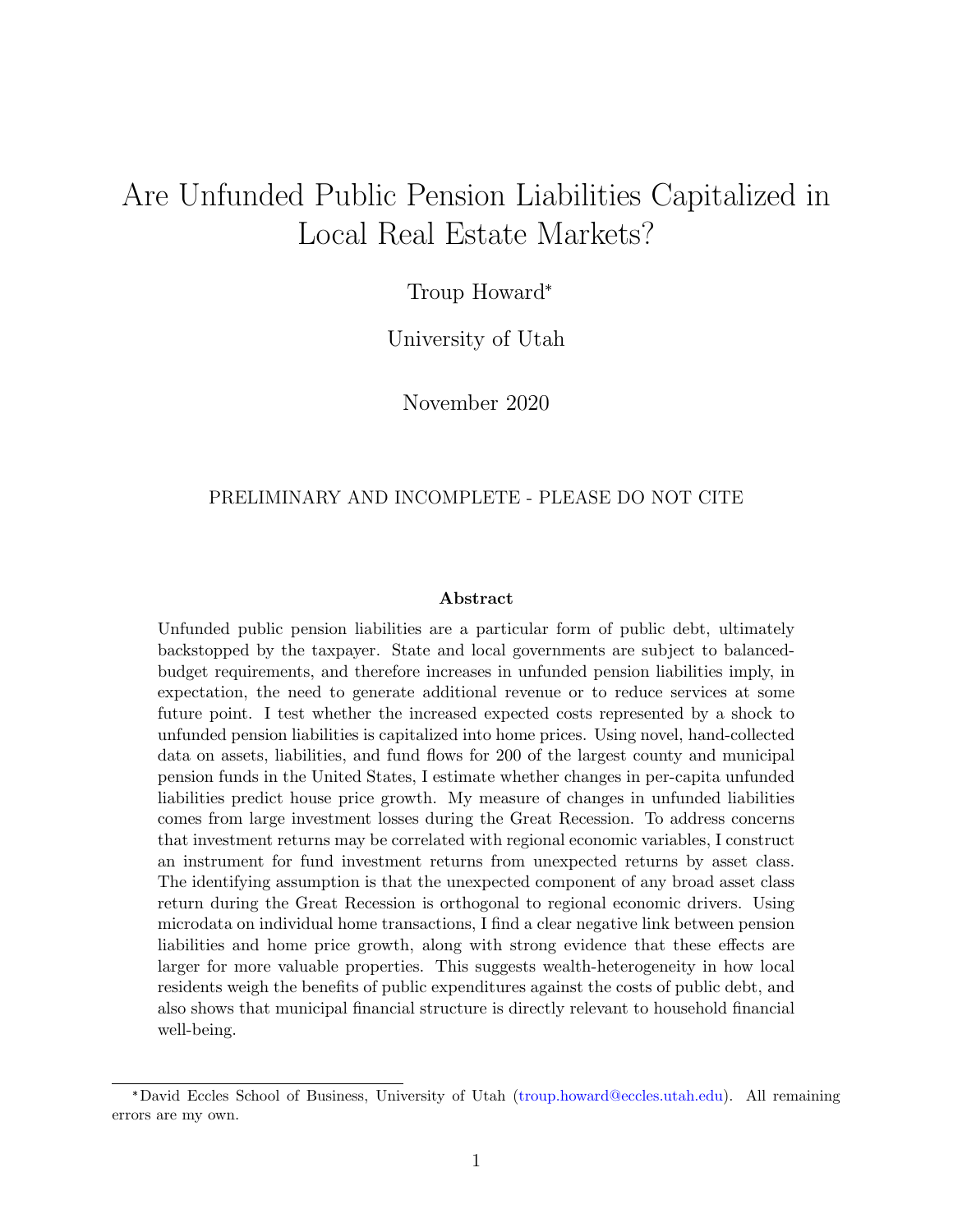# Are Unfunded Public Pension Liabilities Capitalized in Local Real Estate Markets?

Troup Howard[*]

University of Utah

November 2020

PRELIMINARY AND INCOMPLETE - PLEASE DO NOT CITE

**Abstract**

Unfunded public pension liabilities are a particular form of public debt, ultimately backstopped by the taxpayer. State and local governments are subject to balanced-budget requirements, and therefore increases in unfunded pension liabilities imply, in expectation, the need to generate additional revenue or to reduce services at some future point. I test whether the increased expected costs represented by a shock to unfunded pension liabilities is capitalized into home prices. Using novel, hand-collected data on assets, liabilities, and fund flows for 200 of the largest county and municipal pension funds in the United States, I estimate whether changes in per-capita unfunded liabilities predict house price growth. My measure of changes in unfunded liabilities comes from large investment losses during the Great Recession. To address concerns that investment returns may be correlated with regional economic variables, I construct an instrument for fund investment returns from unexpected returns by asset class. The identifying assumption is that the unexpected component of any broad asset class return during the Great Recession is orthogonal to regional economic drivers. Using microdata on individual home transactions, I find a clear negative link between pension liabilities and home price growth, along with strong evidence that these effects are larger for more valuable properties. This suggests wealth-heterogeneity in how local residents weigh the benefits of public expenditures against the costs of public debt, and also shows that municipal financial structure is directly relevant to household financial well-being.

[*] David Eccles School of Business, University of Utah (troup.howard@eccles.utah.edu). All remaining errors are my own.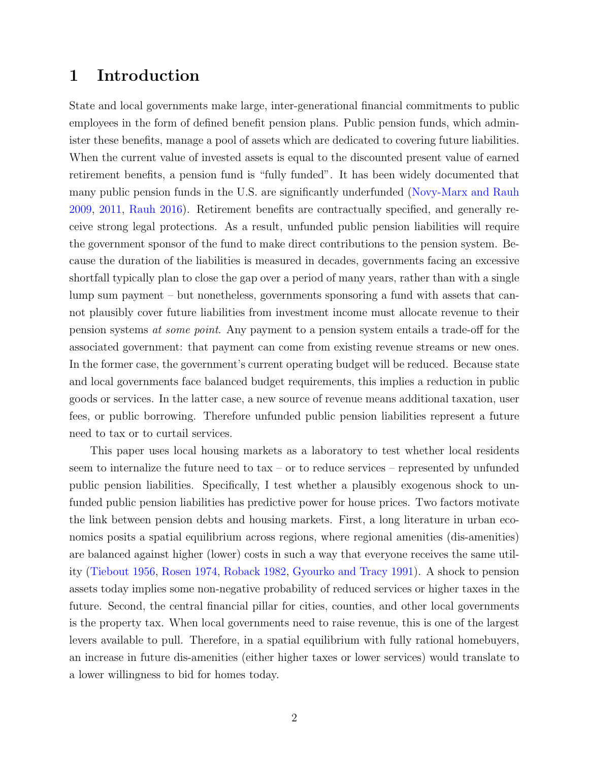# 1 Introduction

State and local governments make large, inter-generational financial commitments to public employees in the form of defined benefit pension plans. Public pension funds, which administer these benefits, manage a pool of assets which are dedicated to covering future liabilities. When the current value of invested assets is equal to the discounted present value of earned retirement benefits, a pension fund is "fully funded". It has been widely documented that many public pension funds in the U.S. are significantly underfunded (Novy-Marx and Rauh 2009, 2011, Rauh 2016). Retirement benefits are contractually specified, and generally receive strong legal protections. As a result, unfunded public pension liabilities will require the government sponsor of the fund to make direct contributions to the pension system. Because the duration of the liabilities is measured in decades, governments facing an excessive shortfall typically plan to close the gap over a period of many years, rather than with a single lump sum payment – but nonetheless, governments sponsoring a fund with assets that cannot plausibly cover future liabilities from investment income must allocate revenue to their pension systems *at some point*. Any payment to a pension system entails a trade-off for the associated government: that payment can come from existing revenue streams or new ones. In the former case, the government's current operating budget will be reduced. Because state and local governments face balanced budget requirements, this implies a reduction in public goods or services. In the latter case, a new source of revenue means additional taxation, user fees, or public borrowing. Therefore unfunded public pension liabilities represent a future need to tax or to curtail services.

This paper uses local housing markets as a laboratory to test whether local residents seem to internalize the future need to tax – or to reduce services – represented by unfunded public pension liabilities. Specifically, I test whether a plausibly exogenous shock to unfunded public pension liabilities has predictive power for house prices. Two factors motivate the link between pension debts and housing markets. First, a long literature in urban economics posits a spatial equilibrium across regions, where regional amenities (dis-amenities) are balanced against higher (lower) costs in such a way that everyone receives the same utility (Tiebout 1956, Rosen 1974, Roback 1982, Gyourko and Tracy 1991). A shock to pension assets today implies some non-negative probability of reduced services or higher taxes in the future. Second, the central financial pillar for cities, counties, and other local governments is the property tax. When local governments need to raise revenue, this is one of the largest levers available to pull. Therefore, in a spatial equilibrium with fully rational homebuyers, an increase in future dis-amenities (either higher taxes or lower services) would translate to a lower willingness to bid for homes today.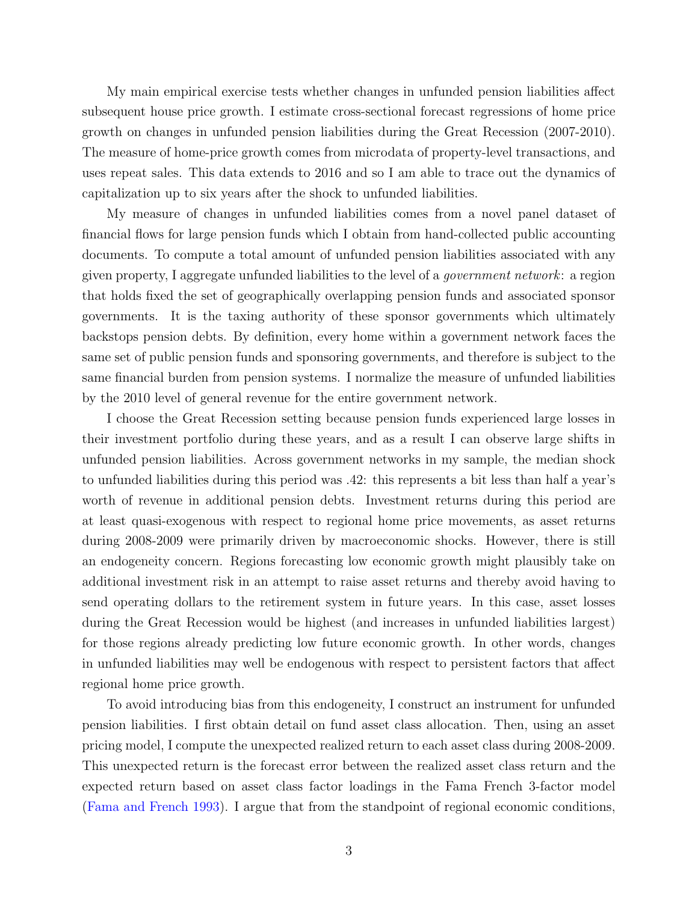My main empirical exercise tests whether changes in unfunded pension liabilities affect subsequent house price growth. I estimate cross-sectional forecast regressions of home price growth on changes in unfunded pension liabilities during the Great Recession (2007-2010). The measure of home-price growth comes from microdata of property-level transactions, and uses repeat sales. This data extends to 2016 and so I am able to trace out the dynamics of capitalization up to six years after the shock to unfunded liabilities.

My measure of changes in unfunded liabilities comes from a novel panel dataset of financial flows for large pension funds which I obtain from hand-collected public accounting documents. To compute a total amount of unfunded pension liabilities associated with any given property, I aggregate unfunded liabilities to the level of a *government network*: a region that holds fixed the set of geographically overlapping pension funds and associated sponsor governments. It is the taxing authority of these sponsor governments which ultimately backstops pension debts. By definition, every home within a government network faces the same set of public pension funds and sponsoring governments, and therefore is subject to the same financial burden from pension systems. I normalize the measure of unfunded liabilities by the 2010 level of general revenue for the entire government network.

I choose the Great Recession setting because pension funds experienced large losses in their investment portfolio during these years, and as a result I can observe large shifts in unfunded pension liabilities. Across government networks in my sample, the median shock to unfunded liabilities during this period was .42: this represents a bit less than half a year's worth of revenue in additional pension debts. Investment returns during this period are at least quasi-exogenous with respect to regional home price movements, as asset returns during 2008-2009 were primarily driven by macroeconomic shocks. However, there is still an endogeneity concern. Regions forecasting low economic growth might plausibly take on additional investment risk in an attempt to raise asset returns and thereby avoid having to send operating dollars to the retirement system in future years. In this case, asset losses during the Great Recession would be highest (and increases in unfunded liabilities largest) for those regions already predicting low future economic growth. In other words, changes in unfunded liabilities may well be endogenous with respect to persistent factors that affect regional home price growth.

To avoid introducing bias from this endogeneity, I construct an instrument for unfunded pension liabilities. I first obtain detail on fund asset class allocation. Then, using an asset pricing model, I compute the unexpected realized return to each asset class during 2008-2009. This unexpected return is the forecast error between the realized asset class return and the expected return based on asset class factor loadings in the Fama French 3-factor model (Fama and French 1993). I argue that from the standpoint of regional economic conditions,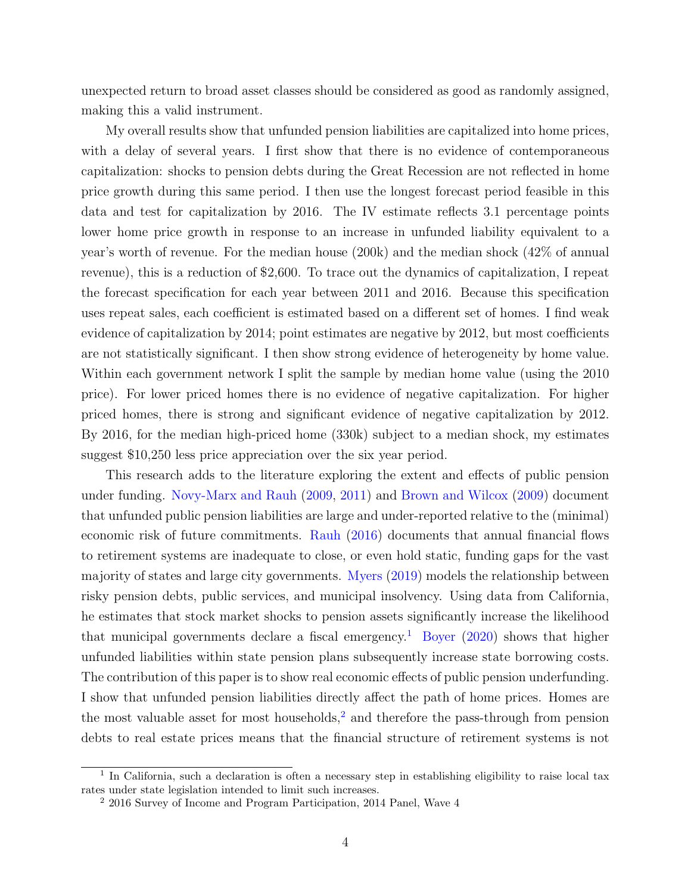unexpected return to broad asset classes should be considered as good as randomly assigned, making this a valid instrument.

My overall results show that unfunded pension liabilities are capitalized into home prices, with a delay of several years. I first show that there is no evidence of contemporaneous capitalization: shocks to pension debts during the Great Recession are not reflected in home price growth during this same period. I then use the longest forecast period feasible in this data and test for capitalization by 2016. The IV estimate reflects 3.1 percentage points lower home price growth in response to an increase in unfunded liability equivalent to a year's worth of revenue. For the median house (200k) and the median shock (42% of annual revenue), this is a reduction of $2,600. To trace out the dynamics of capitalization, I repeat the forecast specification for each year between 2011 and 2016. Because this specification uses repeat sales, each coefficient is estimated based on a different set of homes. I find weak evidence of capitalization by 2014; point estimates are negative by 2012, but most coefficients are not statistically significant. I then show strong evidence of heterogeneity by home value. Within each government network I split the sample by median home value (using the 2010 price). For lower priced homes there is no evidence of negative capitalization. For higher priced homes, there is strong and significant evidence of negative capitalization by 2012. By 2016, for the median high-priced home (330k) subject to a median shock, my estimates suggest $10,250 less price appreciation over the six year period.

This research adds to the literature exploring the extent and effects of public pension under funding. Novy-Marx and Rauh (2009, 2011) and Brown and Wilcox (2009) document that unfunded public pension liabilities are large and under-reported relative to the (minimal) economic risk of future commitments. Rauh (2016) documents that annual financial flows to retirement systems are inadequate to close, or even hold static, funding gaps for the vast majority of states and large city governments. Myers (2019) models the relationship between risky pension debts, public services, and municipal insolvency. Using data from California, he estimates that stock market shocks to pension assets significantly increase the likelihood that municipal governments declare a fiscal emergency.[1] Boyer (2020) shows that higher unfunded liabilities within state pension plans subsequently increase state borrowing costs. The contribution of this paper is to show real economic effects of public pension underfunding. I show that unfunded pension liabilities directly affect the path of home prices. Homes are the most valuable asset for most households,[2] and therefore the pass-through from pension debts to real estate prices means that the financial structure of retirement systems is not

[1] In California, such a declaration is often a necessary step in establishing eligibility to raise local tax rates under state legislation intended to limit such increases.

[2] 2016 Survey of Income and Program Participation, 2014 Panel, Wave 4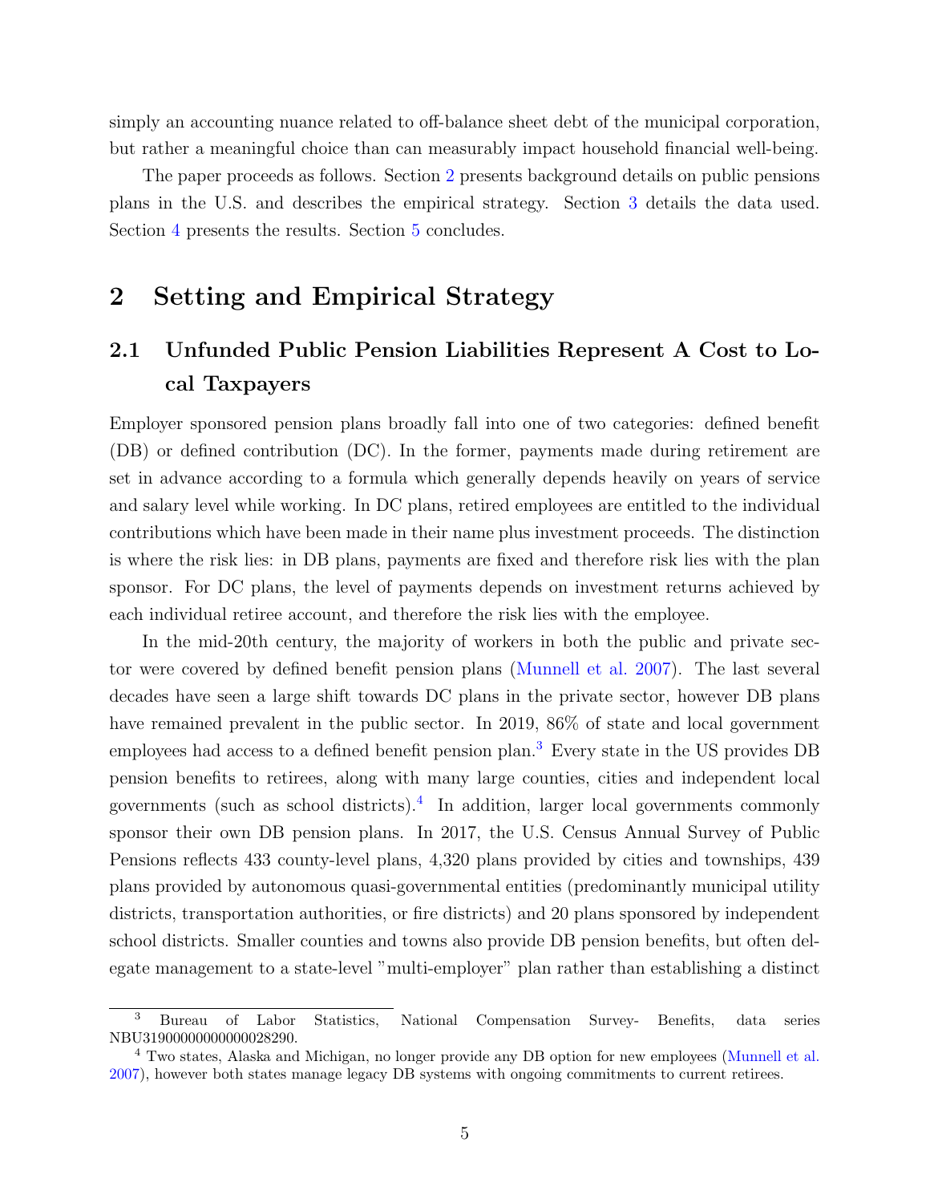simply an accounting nuance related to off-balance sheet debt of the municipal corporation, but rather a meaningful choice than can measurably impact household financial well-being.

The paper proceeds as follows. Section 2 presents background details on public pensions plans in the U.S. and describes the empirical strategy. Section 3 details the data used. Section 4 presents the results. Section 5 concludes.

# 2 Setting and Empirical Strategy

## 2.1 Unfunded Public Pension Liabilities Represent A Cost to Local Taxpayers

Employer sponsored pension plans broadly fall into one of two categories: defined benefit (DB) or defined contribution (DC). In the former, payments made during retirement are set in advance according to a formula which generally depends heavily on years of service and salary level while working. In DC plans, retired employees are entitled to the individual contributions which have been made in their name plus investment proceeds. The distinction is where the risk lies: in DB plans, payments are fixed and therefore risk lies with the plan sponsor. For DC plans, the level of payments depends on investment returns achieved by each individual retiree account, and therefore the risk lies with the employee.

In the mid-20th century, the majority of workers in both the public and private sector were covered by defined benefit pension plans (Munnell et al. 2007). The last several decades have seen a large shift towards DC plans in the private sector, however DB plans have remained prevalent in the public sector. In 2019, 86% of state and local government employees had access to a defined benefit pension plan.[3] Every state in the US provides DB pension benefits to retirees, along with many large counties, cities and independent local governments (such as school districts).[4] In addition, larger local governments commonly sponsor their own DB pension plans. In 2017, the U.S. Census Annual Survey of Public Pensions reflects 433 county-level plans, 4,320 plans provided by cities and townships, 439 plans provided by autonomous quasi-governmental entities (predominantly municipal utility districts, transportation authorities, or fire districts) and 20 plans sponsored by independent school districts. Smaller counties and towns also provide DB pension benefits, but often delegate management to a state-level "multi-employer" plan rather than establishing a distinct

---

[3] Bureau of Labor Statistics, National Compensation Survey- Benefits, data series NBU31900000000000028290.

[4] Two states, Alaska and Michigan, no longer provide any DB option for new employees (Munnell et al. 2007), however both states manage legacy DB systems with ongoing commitments to current retirees.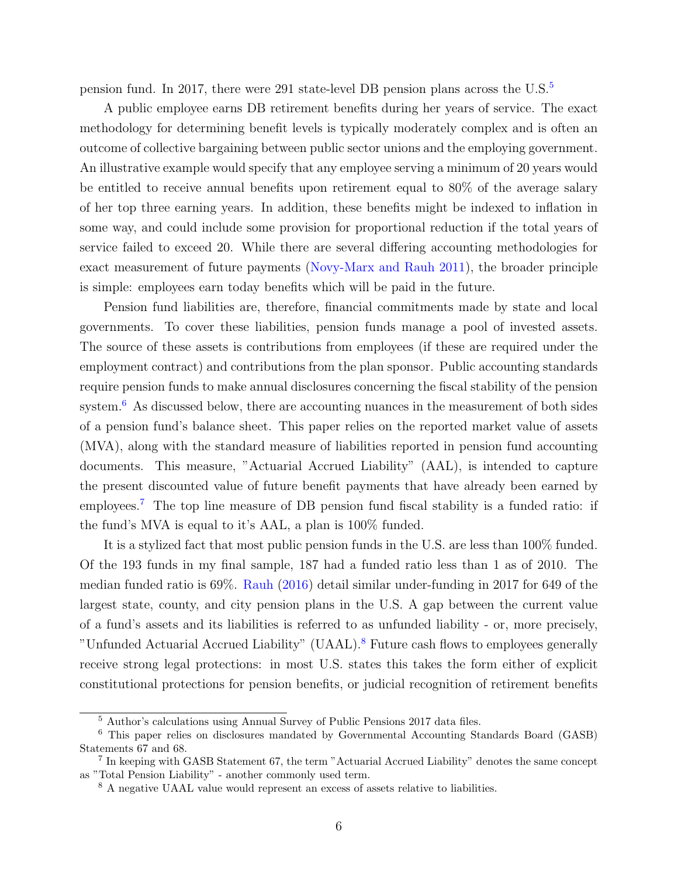pension fund. In 2017, there were 291 state-level DB pension plans across the U.S.[5]

A public employee earns DB retirement benefits during her years of service. The exact methodology for determining benefit levels is typically moderately complex and is often an outcome of collective bargaining between public sector unions and the employing government. An illustrative example would specify that any employee serving a minimum of 20 years would be entitled to receive annual benefits upon retirement equal to 80% of the average salary of her top three earning years. In addition, these benefits might be indexed to inflation in some way, and could include some provision for proportional reduction if the total years of service failed to exceed 20. While there are several differing accounting methodologies for exact measurement of future payments (Novy-Marx and Rauh 2011), the broader principle is simple: employees earn today benefits which will be paid in the future.

Pension fund liabilities are, therefore, financial commitments made by state and local governments. To cover these liabilities, pension funds manage a pool of invested assets. The source of these assets is contributions from employees (if these are required under the employment contract) and contributions from the plan sponsor. Public accounting standards require pension funds to make annual disclosures concerning the fiscal stability of the pension system.[6] As discussed below, there are accounting nuances in the measurement of both sides of a pension fund's balance sheet. This paper relies on the reported market value of assets (MVA), along with the standard measure of liabilities reported in pension fund accounting documents. This measure, "Actuarial Accrued Liability" (AAL), is intended to capture the present discounted value of future benefit payments that have already been earned by employees.[7] The top line measure of DB pension fund fiscal stability is a funded ratio: if the fund's MVA is equal to it's AAL, a plan is 100% funded.

It is a stylized fact that most public pension funds in the U.S. are less than 100% funded. Of the 193 funds in my final sample, 187 had a funded ratio less than 1 as of 2010. The median funded ratio is 69%. Rauh (2016) detail similar under-funding in 2017 for 649 of the largest state, county, and city pension plans in the U.S. A gap between the current value of a fund's assets and its liabilities is referred to as unfunded liability - or, more precisely, "Unfunded Actuarial Accrued Liability" (UAAL).[8] Future cash flows to employees generally receive strong legal protections: in most U.S. states this takes the form either of explicit constitutional protections for pension benefits, or judicial recognition of retirement benefits

---

[5] Author's calculations using Annual Survey of Public Pensions 2017 data files.

[6] This paper relies on disclosures mandated by Governmental Accounting Standards Board (GASB) Statements 67 and 68.

[7] In keeping with GASB Statement 67, the term "Actuarial Accrued Liability" denotes the same concept as "Total Pension Liability" - another commonly used term.

[8] A negative UAAL value would represent an excess of assets relative to liabilities.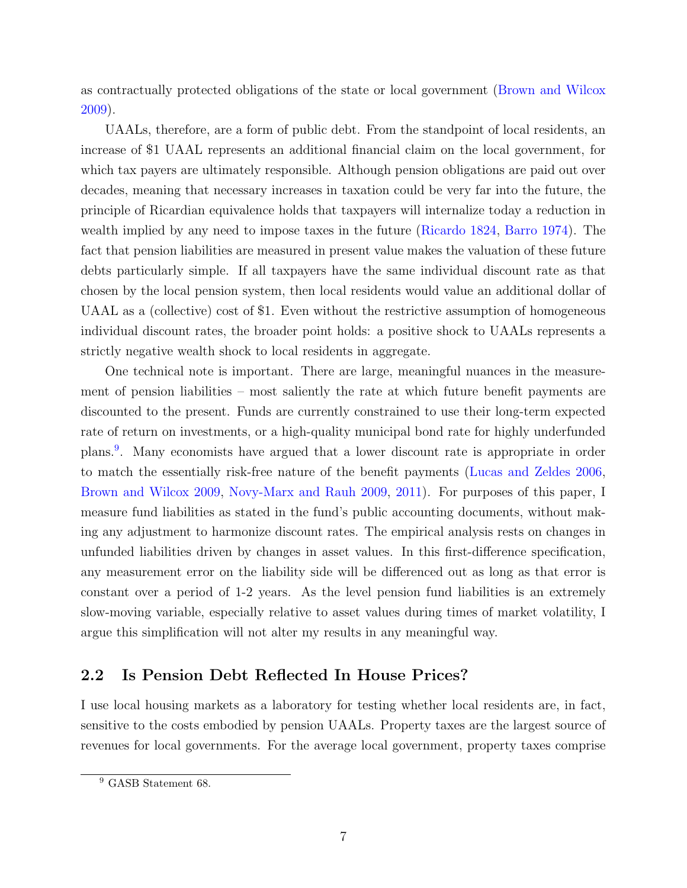as contractually protected obligations of the state or local government (Brown and Wilcox 2009).

UAALs, therefore, are a form of public debt. From the standpoint of local residents, an increase of $1 UAAL represents an additional financial claim on the local government, for which tax payers are ultimately responsible. Although pension obligations are paid out over decades, meaning that necessary increases in taxation could be very far into the future, the principle of Ricardian equivalence holds that taxpayers will internalize today a reduction in wealth implied by any need to impose taxes in the future (Ricardo 1824, Barro 1974). The fact that pension liabilities are measured in present value makes the valuation of these future debts particularly simple. If all taxpayers have the same individual discount rate as that chosen by the local pension system, then local residents would value an additional dollar of UAAL as a (collective) cost of $1. Even without the restrictive assumption of homogeneous individual discount rates, the broader point holds: a positive shock to UAALs represents a strictly negative wealth shock to local residents in aggregate.

One technical note is important. There are large, meaningful nuances in the measurement of pension liabilities – most saliently the rate at which future benefit payments are discounted to the present. Funds are currently constrained to use their long-term expected rate of return on investments, or a high-quality municipal bond rate for highly underfunded plans.[9]. Many economists have argued that a lower discount rate is appropriate in order to match the essentially risk-free nature of the benefit payments (Lucas and Zeldes 2006, Brown and Wilcox 2009, Novy-Marx and Rauh 2009, 2011). For purposes of this paper, I measure fund liabilities as stated in the fund's public accounting documents, without making any adjustment to harmonize discount rates. The empirical analysis rests on changes in unfunded liabilities driven by changes in asset values. In this first-difference specification, any measurement error on the liability side will be differenced out as long as that error is constant over a period of 1-2 years. As the level pension fund liabilities is an extremely slow-moving variable, especially relative to asset values during times of market volatility, I argue this simplification will not alter my results in any meaningful way.

## 2.2 Is Pension Debt Reflected In House Prices?

I use local housing markets as a laboratory for testing whether local residents are, in fact, sensitive to the costs embodied by pension UAALs. Property taxes are the largest source of revenues for local governments. For the average local government, property taxes comprise

[9] GASB Statement 68.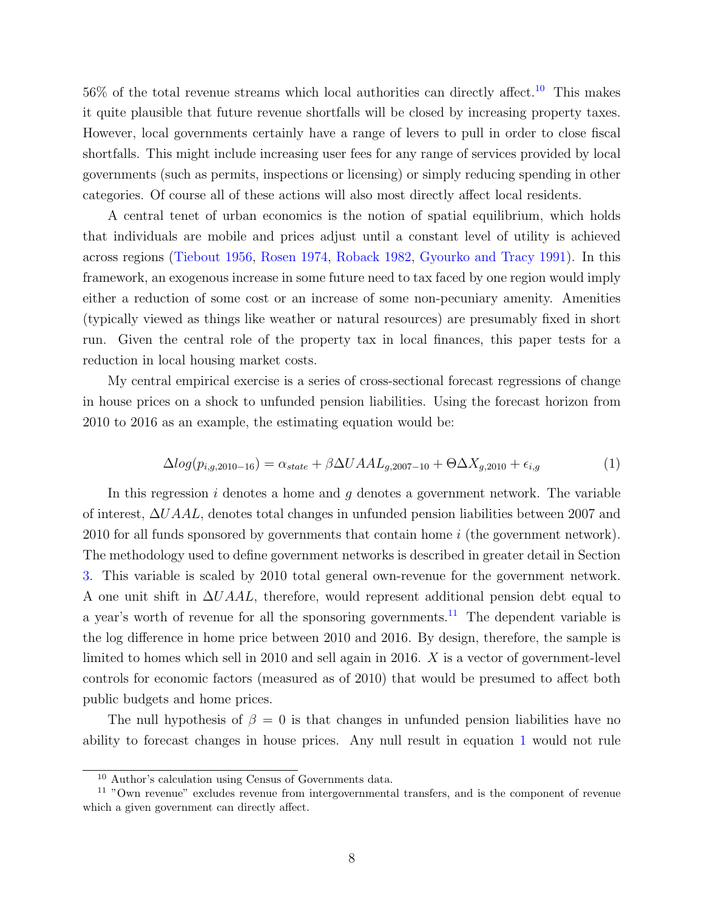56% of the total revenue streams which local authorities can directly affect.[10] This makes it quite plausible that future revenue shortfalls will be closed by increasing property taxes. However, local governments certainly have a range of levers to pull in order to close fiscal shortfalls. This might include increasing user fees for any range of services provided by local governments (such as permits, inspections or licensing) or simply reducing spending in other categories. Of course all of these actions will also most directly affect local residents.

A central tenet of urban economics is the notion of spatial equilibrium, which holds that individuals are mobile and prices adjust until a constant level of utility is achieved across regions (Tiebout 1956, Rosen 1974, Roback 1982, Gyourko and Tracy 1991). In this framework, an exogenous increase in some future need to tax faced by one region would imply either a reduction of some cost or an increase of some non-pecuniary amenity. Amenities (typically viewed as things like weather or natural resources) are presumably fixed in short run. Given the central role of the property tax in local finances, this paper tests for a reduction in local housing market costs.

My central empirical exercise is a series of cross-sectional forecast regressions of change in house prices on a shock to unfunded pension liabilities. Using the forecast horizon from 2010 to 2016 as an example, the estimating equation would be:

$$\Delta log(p_{i,g,2010-16}) = \alpha_{state} + \beta \Delta UAAL_{g,2007-10} + \Theta \Delta X_{g,2010} + \epsilon_{i,g} \tag{1}$$

In this regression $i$ denotes a home and $g$ denotes a government network. The variable of interest, $\Delta UAAL$, denotes total changes in unfunded pension liabilities between 2007 and 2010 for all funds sponsored by governments that contain home $i$ (the government network). The methodology used to define government networks is described in greater detail in Section 3. This variable is scaled by 2010 total general own-revenue for the government network. A one unit shift in $\Delta UAAL$, therefore, would represent additional pension debt equal to a year's worth of revenue for all the sponsoring governments.[11] The dependent variable is the log difference in home price between 2010 and 2016. By design, therefore, the sample is limited to homes which sell in 2010 and sell again in 2016. $X$ is a vector of government-level controls for economic factors (measured as of 2010) that would be presumed to affect both public budgets and home prices.

The null hypothesis of $\beta = 0$ is that changes in unfunded pension liabilities have no ability to forecast changes in house prices. Any null result in equation 1 would not rule

[10] Author's calculation using Census of Governments data.

[11] "Own revenue" excludes revenue from intergovernmental transfers, and is the component of revenue which a given government can directly affect.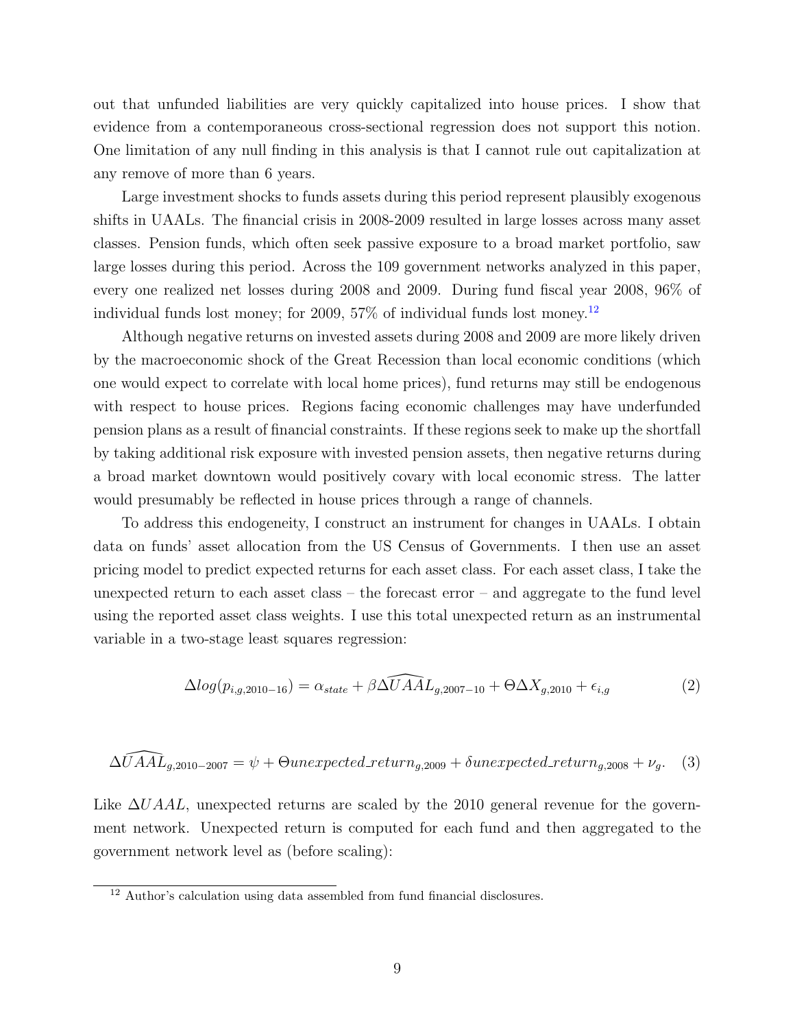out that unfunded liabilities are very quickly capitalized into house prices. I show that evidence from a contemporaneous cross-sectional regression does not support this notion. One limitation of any null finding in this analysis is that I cannot rule out capitalization at any remove of more than 6 years.

Large investment shocks to funds assets during this period represent plausibly exogenous shifts in UAALs. The financial crisis in 2008-2009 resulted in large losses across many asset classes. Pension funds, which often seek passive exposure to a broad market portfolio, saw large losses during this period. Across the 109 government networks analyzed in this paper, every one realized net losses during 2008 and 2009. During fund fiscal year 2008, 96% of individual funds lost money; for 2009, 57% of individual funds lost money.[12]

Although negative returns on invested assets during 2008 and 2009 are more likely driven by the macroeconomic shock of the Great Recession than local economic conditions (which one would expect to correlate with local home prices), fund returns may still be endogenous with respect to house prices. Regions facing economic challenges may have underfunded pension plans as a result of financial constraints. If these regions seek to make up the shortfall by taking additional risk exposure with invested pension assets, then negative returns during a broad market downtown would positively covary with local economic stress. The latter would presumably be reflected in house prices through a range of channels.

To address this endogeneity, I construct an instrument for changes in UAALs. I obtain data on funds' asset allocation from the US Census of Governments. I then use an asset pricing model to predict expected returns for each asset class. For each asset class, I take the unexpected return to each asset class – the forecast error – and aggregate to the fund level using the reported asset class weights. I use this total unexpected return as an instrumental variable in a two-stage least squares regression:

$$\Delta log(p_{i,g,2010-16}) = \alpha_{state} + \beta \widehat{\Delta UAAL}_{g,2007-10} + \Theta \Delta X_{g,2010} + \epsilon_{i,g} \tag{2}$$

$$\Delta \widehat{UAAL}_{g,2010-2007} = \psi + \Theta unexpected\_return_{g,2009} + \delta unexpected\_return_{g,2008} + \nu_g. \tag{3}$$

Like $\Delta UAAL$, unexpected returns are scaled by the 2010 general revenue for the government network. Unexpected return is computed for each fund and then aggregated to the government network level as (before scaling):

[12] Author's calculation using data assembled from fund financial disclosures.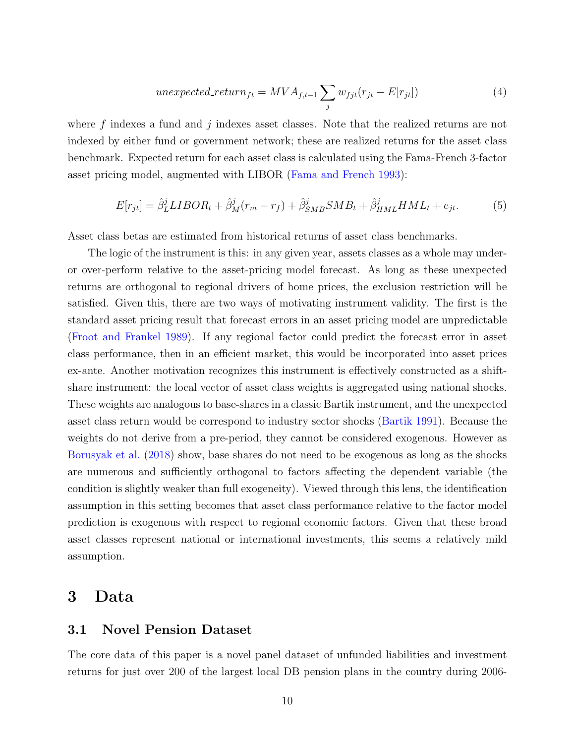$$unexpected\_return_{ft} = MVA_{f,t-1} \sum_{j} w_{fjt}(r_{jt} - E[r_{jt}]) \tag{4}$$

where $f$ indexes a fund and $j$ indexes asset classes. Note that the realized returns are not indexed by either fund or government network; these are realized returns for the asset class benchmark. Expected return for each asset class is calculated using the Fama-French 3-factor asset pricing model, augmented with LIBOR (Fama and French 1993):

$$E[r_{jt}] = \hat{\beta}^j_L LIBOR_t + \hat{\beta}^j_M (r_m - r_f) + \hat{\beta}^j_{SMB} SMB_t + \hat{\beta}^j_{HML} HML_t + e_{jt}. \tag{5}$$

Asset class betas are estimated from historical returns of asset class benchmarks.

The logic of the instrument is this: in any given year, assets classes as a whole may under- or over-perform relative to the asset-pricing model forecast. As long as these unexpected returns are orthogonal to regional drivers of home prices, the exclusion restriction will be satisfied. Given this, there are two ways of motivating instrument validity. The first is the standard asset pricing result that forecast errors in an asset pricing model are unpredictable (Froot and Frankel 1989). If any regional factor could predict the forecast error in asset class performance, then in an efficient market, this would be incorporated into asset prices ex-ante. Another motivation recognizes this instrument is effectively constructed as a shift-share instrument: the local vector of asset class weights is aggregated using national shocks. These weights are analogous to base-shares in a classic Bartik instrument, and the unexpected asset class return would be correspond to industry sector shocks (Bartik 1991). Because the weights do not derive from a pre-period, they cannot be considered exogenous. However as Borusyak et al. (2018) show, base shares do not need to be exogenous as long as the shocks are numerous and sufficiently orthogonal to factors affecting the dependent variable (the condition is slightly weaker than full exogeneity). Viewed through this lens, the identification assumption in this setting becomes that asset class performance relative to the factor model prediction is exogenous with respect to regional economic factors. Given that these broad asset classes represent national or international investments, this seems a relatively mild assumption.

# 3 Data

## 3.1 Novel Pension Dataset

The core data of this paper is a novel panel dataset of unfunded liabilities and investment returns for just over 200 of the largest local DB pension plans in the country during 2006-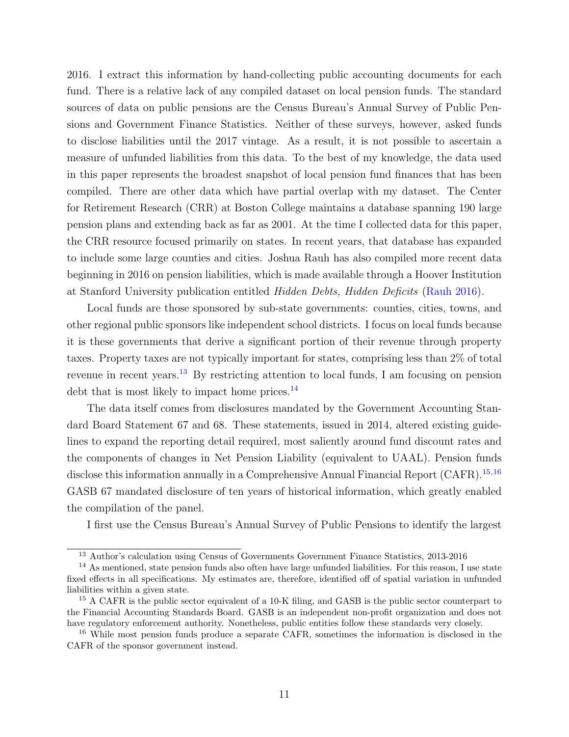2016. I extract this information by hand-collecting public accounting documents for each fund. There is a relative lack of any compiled dataset on local pension funds. The standard sources of data on public pensions are the Census Bureau's Annual Survey of Public Pensions and Government Finance Statistics. Neither of these surveys, however, asked funds to disclose liabilities until the 2017 vintage. As a result, it is not possible to ascertain a measure of unfunded liabilities from this data. To the best of my knowledge, the data used in this paper represents the broadest snapshot of local pension fund finances that has been compiled. There are other data which have partial overlap with my dataset. The Center for Retirement Research (CRR) at Boston College maintains a database spanning 190 large pension plans and extending back as far as 2001. At the time I collected data for this paper, the CRR resource focused primarily on states. In recent years, that database has expanded to include some large counties and cities. Joshua Rauh has also compiled more recent data beginning in 2016 on pension liabilities, which is made available through a Hoover Institution at Stanford University publication entitled *Hidden Debts, Hidden Deficits* (Rauh 2016).

Local funds are those sponsored by sub-state governments: counties, cities, towns, and other regional public sponsors like independent school districts. I focus on local funds because it is these governments that derive a significant portion of their revenue through property taxes. Property taxes are not typically important for states, comprising less than 2% of total revenue in recent years.[13] By restricting attention to local funds, I am focusing on pension debt that is most likely to impact home prices.[14]

The data itself comes from disclosures mandated by the Government Accounting Standard Board Statement 67 and 68. These statements, issued in 2014, altered existing guidelines to expand the reporting detail required, most saliently around fund discount rates and the components of changes in Net Pension Liability (equivalent to UAAL). Pension funds disclose this information annually in a Comprehensive Annual Financial Report (CAFR).[15,16] GASB 67 mandated disclosure of ten years of historical information, which greatly enabled the compilation of the panel.

I first use the Census Bureau's Annual Survey of Public Pensions to identify the largest

---

[13] Author's calculation using Census of Governments Government Finance Statistics, 2013-2016

[14] As mentioned, state pension funds also often have large unfunded liabilities. For this reason, I use state fixed effects in all specifications. My estimates are, therefore, identified off of spatial variation in unfunded liabilities within a given state.

[15] A CAFR is the public sector equivalent of a 10-K filing, and GASB is the public sector counterpart to the Financial Accounting Standards Board. GASB is an independent non-profit organization and does not have regulatory enforcement authority. Nonetheless, public entities follow these standards very closely.

[16] While most pension funds produce a separate CAFR, sometimes the information is disclosed in the CAFR of the sponsor government instead.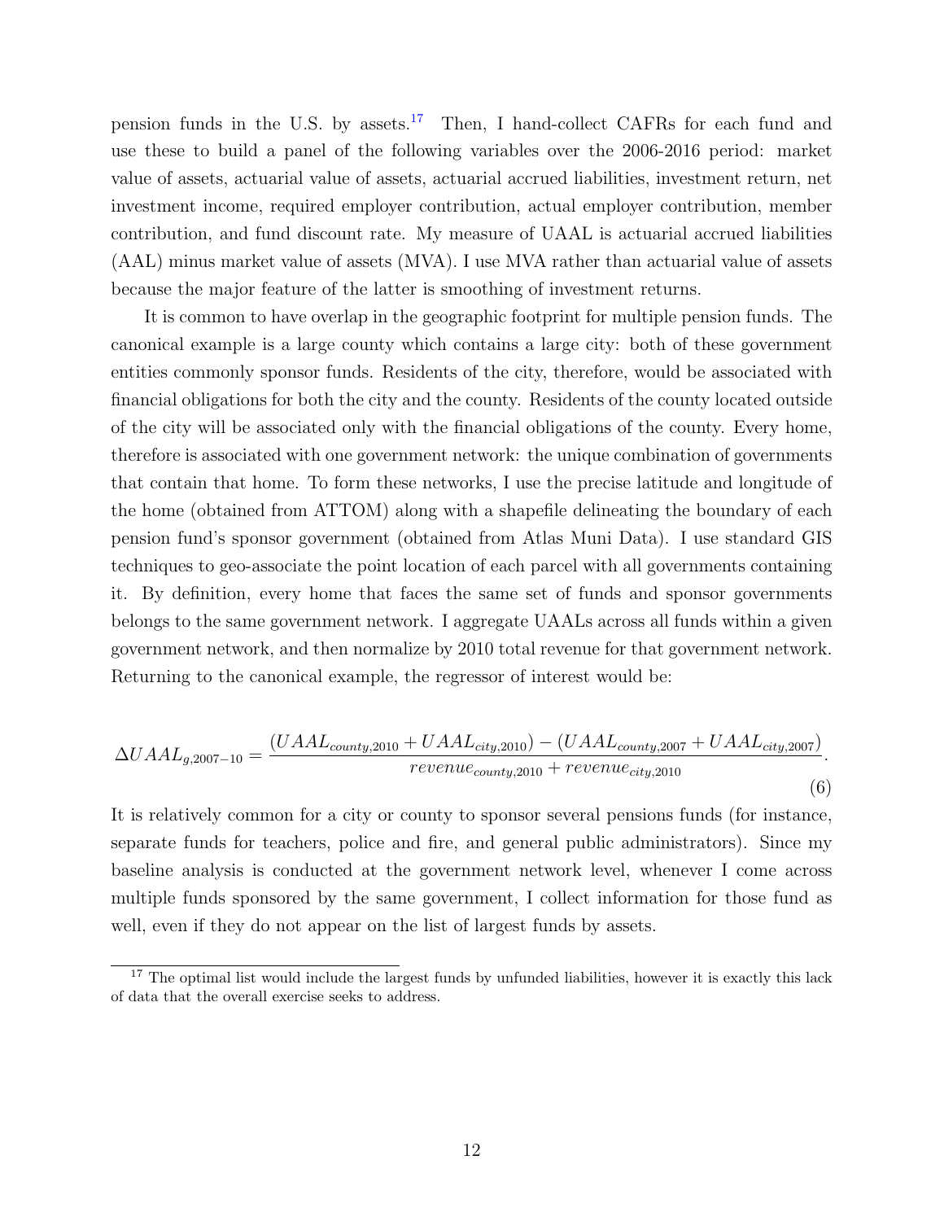pension funds in the U.S. by assets.[17] Then, I hand-collect CAFRs for each fund and use these to build a panel of the following variables over the 2006-2016 period: market value of assets, actuarial value of assets, actuarial accrued liabilities, investment return, net investment income, required employer contribution, actual employer contribution, member contribution, and fund discount rate. My measure of UAAL is actuarial accrued liabilities (AAL) minus market value of assets (MVA). I use MVA rather than actuarial value of assets because the major feature of the latter is smoothing of investment returns.

It is common to have overlap in the geographic footprint for multiple pension funds. The canonical example is a large county which contains a large city: both of these government entities commonly sponsor funds. Residents of the city, therefore, would be associated with financial obligations for both the city and the county. Residents of the county located outside of the city will be associated only with the financial obligations of the county. Every home, therefore is associated with one government network: the unique combination of governments that contain that home. To form these networks, I use the precise latitude and longitude of the home (obtained from ATTOM) along with a shapefile delineating the boundary of each pension fund's sponsor government (obtained from Atlas Muni Data). I use standard GIS techniques to geo-associate the point location of each parcel with all governments containing it. By definition, every home that faces the same set of funds and sponsor governments belongs to the same government network. I aggregate UAALs across all funds within a given government network, and then normalize by 2010 total revenue for that government network. Returning to the canonical example, the regressor of interest would be:

$$\Delta UAAL_{g,2007-10} = \frac{(UAAL_{county,2010} + UAAL_{city,2010}) - (UAAL_{county,2007} + UAAL_{city,2007})}{revenue_{county,2010} + revenue_{city,2010}}. \tag{6}$$

It is relatively common for a city or county to sponsor several pensions funds (for instance, separate funds for teachers, police and fire, and general public administrators). Since my baseline analysis is conducted at the government network level, whenever I come across multiple funds sponsored by the same government, I collect information for those fund as well, even if they do not appear on the list of largest funds by assets.

[17] The optimal list would include the largest funds by unfunded liabilities, however it is exactly this lack of data that the overall exercise seeks to address.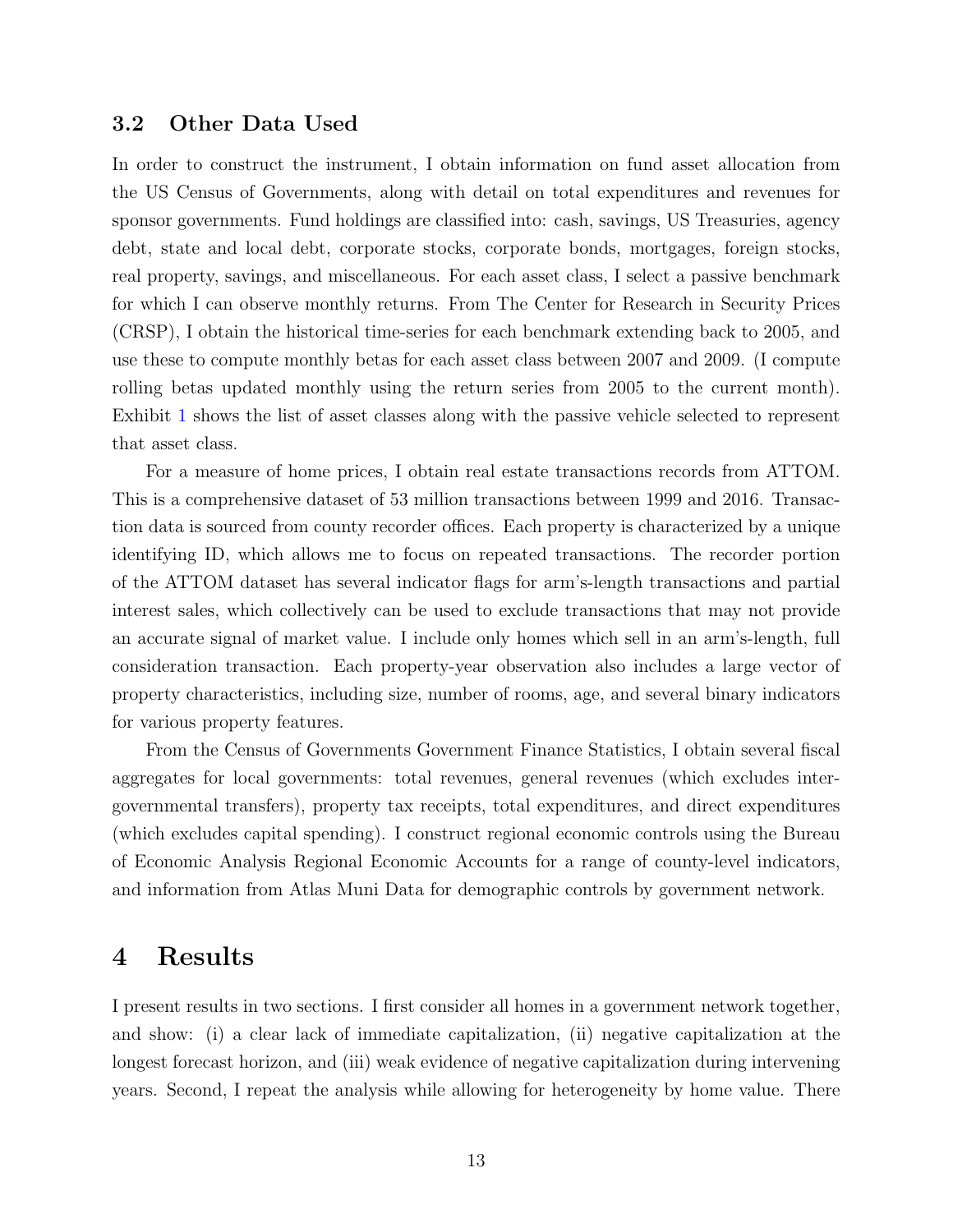### 3.2 Other Data Used

In order to construct the instrument, I obtain information on fund asset allocation from the US Census of Governments, along with detail on total expenditures and revenues for sponsor governments. Fund holdings are classified into: cash, savings, US Treasuries, agency debt, state and local debt, corporate stocks, corporate bonds, mortgages, foreign stocks, real property, savings, and miscellaneous. For each asset class, I select a passive benchmark for which I can observe monthly returns. From The Center for Research in Security Prices (CRSP), I obtain the historical time-series for each benchmark extending back to 2005, and use these to compute monthly betas for each asset class between 2007 and 2009. (I compute rolling betas updated monthly using the return series from 2005 to the current month). Exhibit 1 shows the list of asset classes along with the passive vehicle selected to represent that asset class.

For a measure of home prices, I obtain real estate transactions records from ATTOM. This is a comprehensive dataset of 53 million transactions between 1999 and 2016. Transaction data is sourced from county recorder offices. Each property is characterized by a unique identifying ID, which allows me to focus on repeated transactions. The recorder portion of the ATTOM dataset has several indicator flags for arm's-length transactions and partial interest sales, which collectively can be used to exclude transactions that may not provide an accurate signal of market value. I include only homes which sell in an arm's-length, full consideration transaction. Each property-year observation also includes a large vector of property characteristics, including size, number of rooms, age, and several binary indicators for various property features.

From the Census of Governments Government Finance Statistics, I obtain several fiscal aggregates for local governments: total revenues, general revenues (which excludes intergovernmental transfers), property tax receipts, total expenditures, and direct expenditures (which excludes capital spending). I construct regional economic controls using the Bureau of Economic Analysis Regional Economic Accounts for a range of county-level indicators, and information from Atlas Muni Data for demographic controls by government network.

## 4 Results

I present results in two sections. I first consider all homes in a government network together, and show: (i) a clear lack of immediate capitalization, (ii) negative capitalization at the longest forecast horizon, and (iii) weak evidence of negative capitalization during intervening years. Second, I repeat the analysis while allowing for heterogeneity by home value. There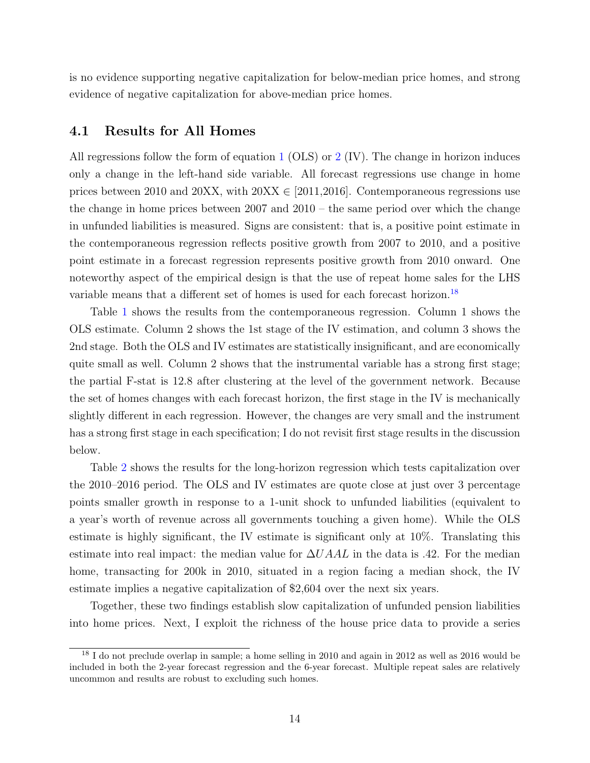is no evidence supporting negative capitalization for below-median price homes, and strong evidence of negative capitalization for above-median price homes.

### 4.1 Results for All Homes

All regressions follow the form of equation 1 (OLS) or 2 (IV). The change in horizon induces only a change in the left-hand side variable. All forecast regressions use change in home prices between 2010 and 20XX, with 20XX $\in$ [2011,2016]. Contemporaneous regressions use the change in home prices between 2007 and 2010 – the same period over which the change in unfunded liabilities is measured. Signs are consistent: that is, a positive point estimate in the contemporaneous regression reflects positive growth from 2007 to 2010, and a positive point estimate in a forecast regression represents positive growth from 2010 onward. One noteworthy aspect of the empirical design is that the use of repeat home sales for the LHS variable means that a different set of homes is used for each forecast horizon.[18]

Table 1 shows the results from the contemporaneous regression. Column 1 shows the OLS estimate. Column 2 shows the 1st stage of the IV estimation, and column 3 shows the 2nd stage. Both the OLS and IV estimates are statistically insignificant, and are economically quite small as well. Column 2 shows that the instrumental variable has a strong first stage; the partial F-stat is 12.8 after clustering at the level of the government network. Because the set of homes changes with each forecast horizon, the first stage in the IV is mechanically slightly different in each regression. However, the changes are very small and the instrument has a strong first stage in each specification; I do not revisit first stage results in the discussion below.

Table 2 shows the results for the long-horizon regression which tests capitalization over the 2010–2016 period. The OLS and IV estimates are quote close at just over 3 percentage points smaller growth in response to a 1-unit shock to unfunded liabilities (equivalent to a year's worth of revenue across all governments touching a given home). While the OLS estimate is highly significant, the IV estimate is significant only at 10%. Translating this estimate into real impact: the median value for $\Delta UAAL$ in the data is .42. For the median home, transacting for 200k in 2010, situated in a region facing a median shock, the IV estimate implies a negative capitalization of \$2,604 over the next six years.

Together, these two findings establish slow capitalization of unfunded pension liabilities into home prices. Next, I exploit the richness of the house price data to provide a series

[18] I do not preclude overlap in sample; a home selling in 2010 and again in 2012 as well as 2016 would be included in both the 2-year forecast regression and the 6-year forecast. Multiple repeat sales are relatively uncommon and results are robust to excluding such homes.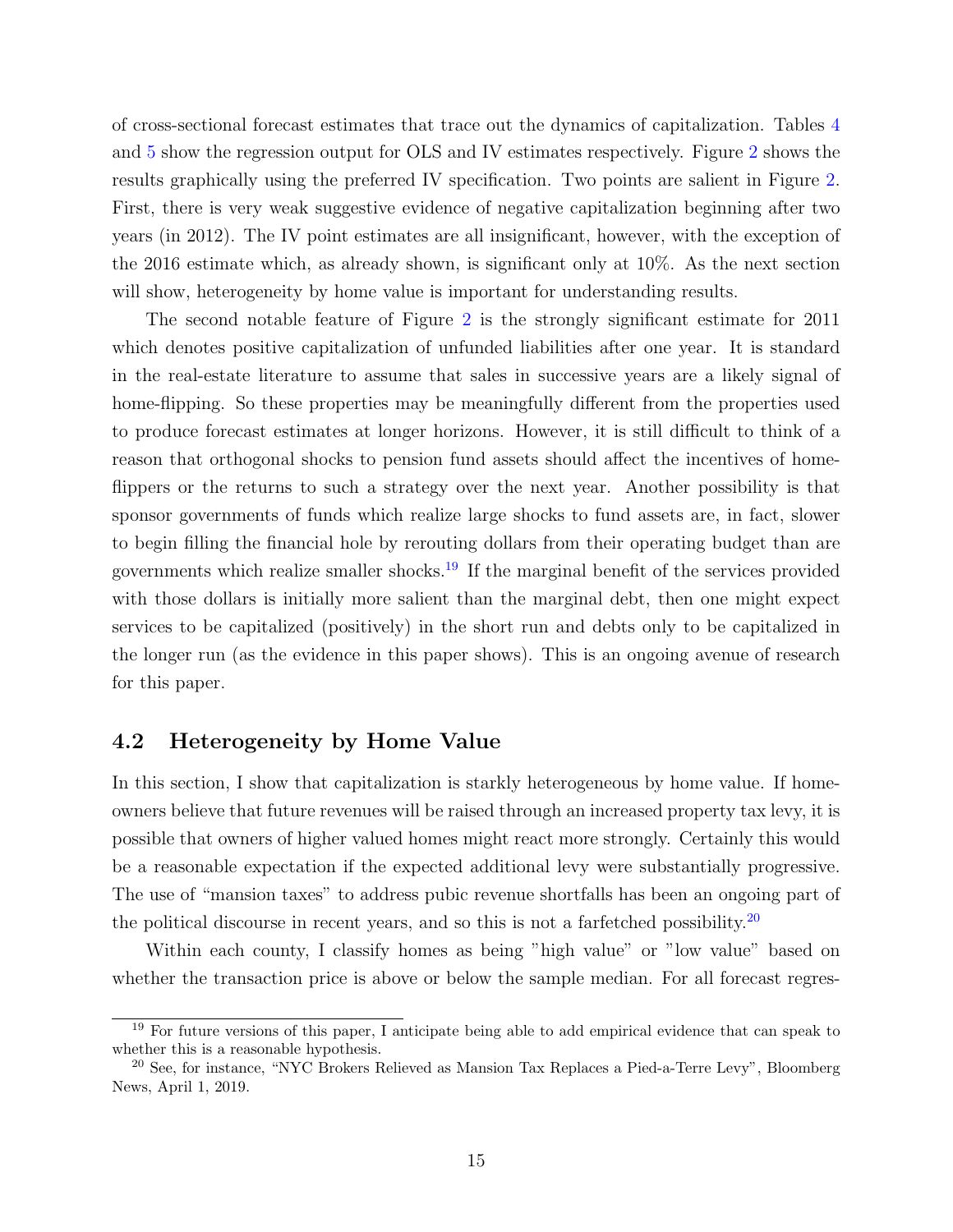of cross-sectional forecast estimates that trace out the dynamics of capitalization. Tables 4 and 5 show the regression output for OLS and IV estimates respectively. Figure 2 shows the results graphically using the preferred IV specification. Two points are salient in Figure 2. First, there is very weak suggestive evidence of negative capitalization beginning after two years (in 2012). The IV point estimates are all insignificant, however, with the exception of the 2016 estimate which, as already shown, is significant only at 10%. As the next section will show, heterogeneity by home value is important for understanding results.

The second notable feature of Figure 2 is the strongly significant estimate for 2011 which denotes positive capitalization of unfunded liabilities after one year. It is standard in the real-estate literature to assume that sales in successive years are a likely signal of home-flipping. So these properties may be meaningfully different from the properties used to produce forecast estimates at longer horizons. However, it is still difficult to think of a reason that orthogonal shocks to pension fund assets should affect the incentives of home-flippers or the returns to such a strategy over the next year. Another possibility is that sponsor governments of funds which realize large shocks to fund assets are, in fact, slower to begin filling the financial hole by rerouting dollars from their operating budget than are governments which realize smaller shocks.[19] If the marginal benefit of the services provided with those dollars is initially more salient than the marginal debt, then one might expect services to be capitalized (positively) in the short run and debts only to be capitalized in the longer run (as the evidence in this paper shows). This is an ongoing avenue of research for this paper.

## 4.2 Heterogeneity by Home Value

In this section, I show that capitalization is starkly heterogeneous by home value. If homeowners believe that future revenues will be raised through an increased property tax levy, it is possible that owners of higher valued homes might react more strongly. Certainly this would be a reasonable expectation if the expected additional levy were substantially progressive. The use of "mansion taxes" to address pubic revenue shortfalls has been an ongoing part of the political discourse in recent years, and so this is not a farfetched possibility.[20]

Within each county, I classify homes as being "high value" or "low value" based on whether the transaction price is above or below the sample median. For all forecast regres-

[19] For future versions of this paper, I anticipate being able to add empirical evidence that can speak to whether this is a reasonable hypothesis.

[20] See, for instance, "NYC Brokers Relieved as Mansion Tax Replaces a Pied-a-Terre Levy", Bloomberg News, April 1, 2019.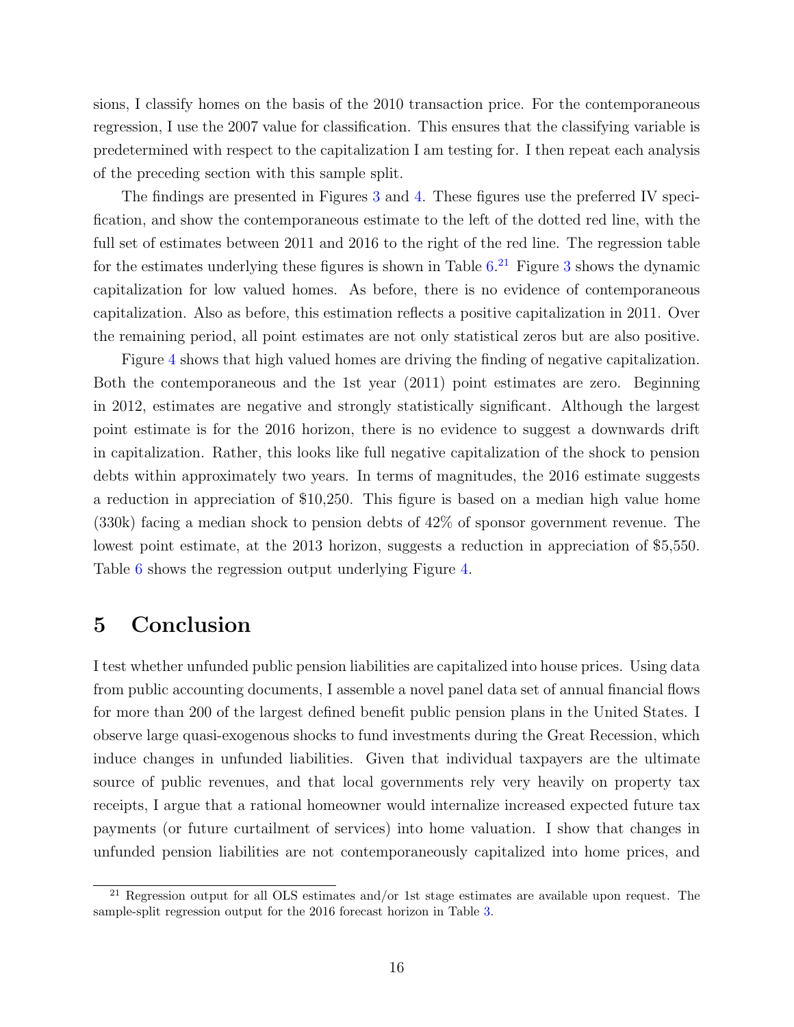sions, I classify homes on the basis of the 2010 transaction price. For the contemporaneous regression, I use the 2007 value for classification. This ensures that the classifying variable is predetermined with respect to the capitalization I am testing for. I then repeat each analysis of the preceding section with this sample split.

The findings are presented in Figures 3 and 4. These figures use the preferred IV specification, and show the contemporaneous estimate to the left of the dotted red line, with the full set of estimates between 2011 and 2016 to the right of the red line. The regression table for the estimates underlying these figures is shown in Table 6.[21] Figure 3 shows the dynamic capitalization for low valued homes. As before, there is no evidence of contemporaneous capitalization. Also as before, this estimation reflects a positive capitalization in 2011. Over the remaining period, all point estimates are not only statistical zeros but are also positive.

Figure 4 shows that high valued homes are driving the finding of negative capitalization. Both the contemporaneous and the 1st year (2011) point estimates are zero. Beginning in 2012, estimates are negative and strongly statistically significant. Although the largest point estimate is for the 2016 horizon, there is no evidence to suggest a downwards drift in capitalization. Rather, this looks like full negative capitalization of the shock to pension debts within approximately two years. In terms of magnitudes, the 2016 estimate suggests a reduction in appreciation of $10,250. This figure is based on a median high value home (330k) facing a median shock to pension debts of 42% of sponsor government revenue. The lowest point estimate, at the 2013 horizon, suggests a reduction in appreciation of $5,550. Table 6 shows the regression output underlying Figure 4.

# 5 Conclusion

I test whether unfunded public pension liabilities are capitalized into house prices. Using data from public accounting documents, I assemble a novel panel data set of annual financial flows for more than 200 of the largest defined benefit public pension plans in the United States. I observe large quasi-exogenous shocks to fund investments during the Great Recession, which induce changes in unfunded liabilities. Given that individual taxpayers are the ultimate source of public revenues, and that local governments rely very heavily on property tax receipts, I argue that a rational homeowner would internalize increased expected future tax payments (or future curtailment of services) into home valuation. I show that changes in unfunded pension liabilities are not contemporaneously capitalized into home prices, and

[21] Regression output for all OLS estimates and/or 1st stage estimates are available upon request. The sample-split regression output for the 2016 forecast horizon in Table 3.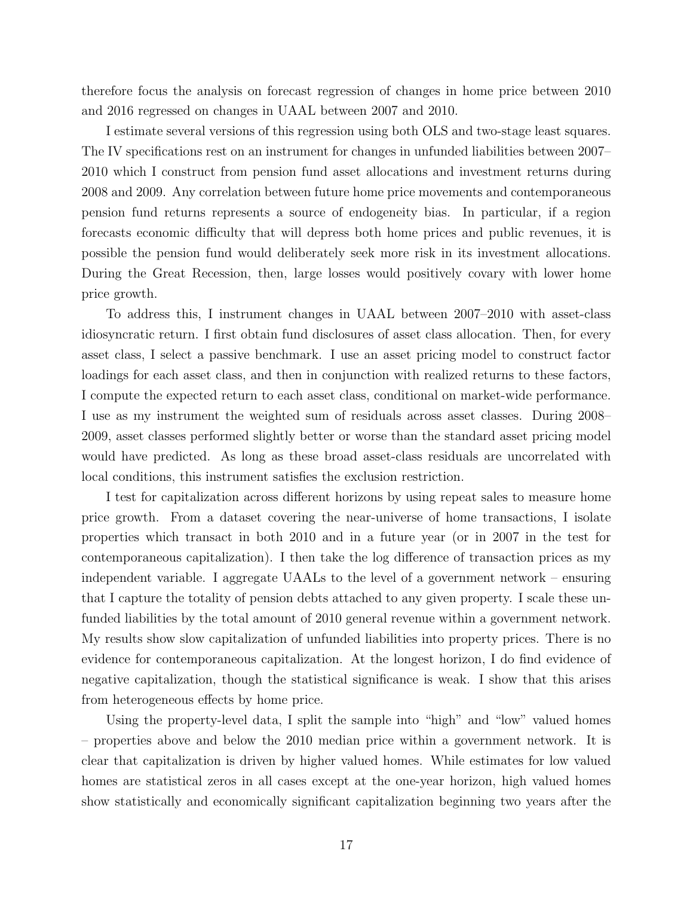therefore focus the analysis on forecast regression of changes in home price between 2010 and 2016 regressed on changes in UAAL between 2007 and 2010.

I estimate several versions of this regression using both OLS and two-stage least squares. The IV specifications rest on an instrument for changes in unfunded liabilities between 2007–2010 which I construct from pension fund asset allocations and investment returns during 2008 and 2009. Any correlation between future home price movements and contemporaneous pension fund returns represents a source of endogeneity bias. In particular, if a region forecasts economic difficulty that will depress both home prices and public revenues, it is possible the pension fund would deliberately seek more risk in its investment allocations. During the Great Recession, then, large losses would positively covary with lower home price growth.

To address this, I instrument changes in UAAL between 2007–2010 with asset-class idiosyncratic return. I first obtain fund disclosures of asset class allocation. Then, for every asset class, I select a passive benchmark. I use an asset pricing model to construct factor loadings for each asset class, and then in conjunction with realized returns to these factors, I compute the expected return to each asset class, conditional on market-wide performance. I use as my instrument the weighted sum of residuals across asset classes. During 2008–2009, asset classes performed slightly better or worse than the standard asset pricing model would have predicted. As long as these broad asset-class residuals are uncorrelated with local conditions, this instrument satisfies the exclusion restriction.

I test for capitalization across different horizons by using repeat sales to measure home price growth. From a dataset covering the near-universe of home transactions, I isolate properties which transact in both 2010 and in a future year (or in 2007 in the test for contemporaneous capitalization). I then take the log difference of transaction prices as my independent variable. I aggregate UAALs to the level of a government network – ensuring that I capture the totality of pension debts attached to any given property. I scale these unfunded liabilities by the total amount of 2010 general revenue within a government network. My results show slow capitalization of unfunded liabilities into property prices. There is no evidence for contemporaneous capitalization. At the longest horizon, I do find evidence of negative capitalization, though the statistical significance is weak. I show that this arises from heterogeneous effects by home price.

Using the property-level data, I split the sample into "high" and "low" valued homes – properties above and below the 2010 median price within a government network. It is clear that capitalization is driven by higher valued homes. While estimates for low valued homes are statistical zeros in all cases except at the one-year horizon, high valued homes show statistically and economically significant capitalization beginning two years after the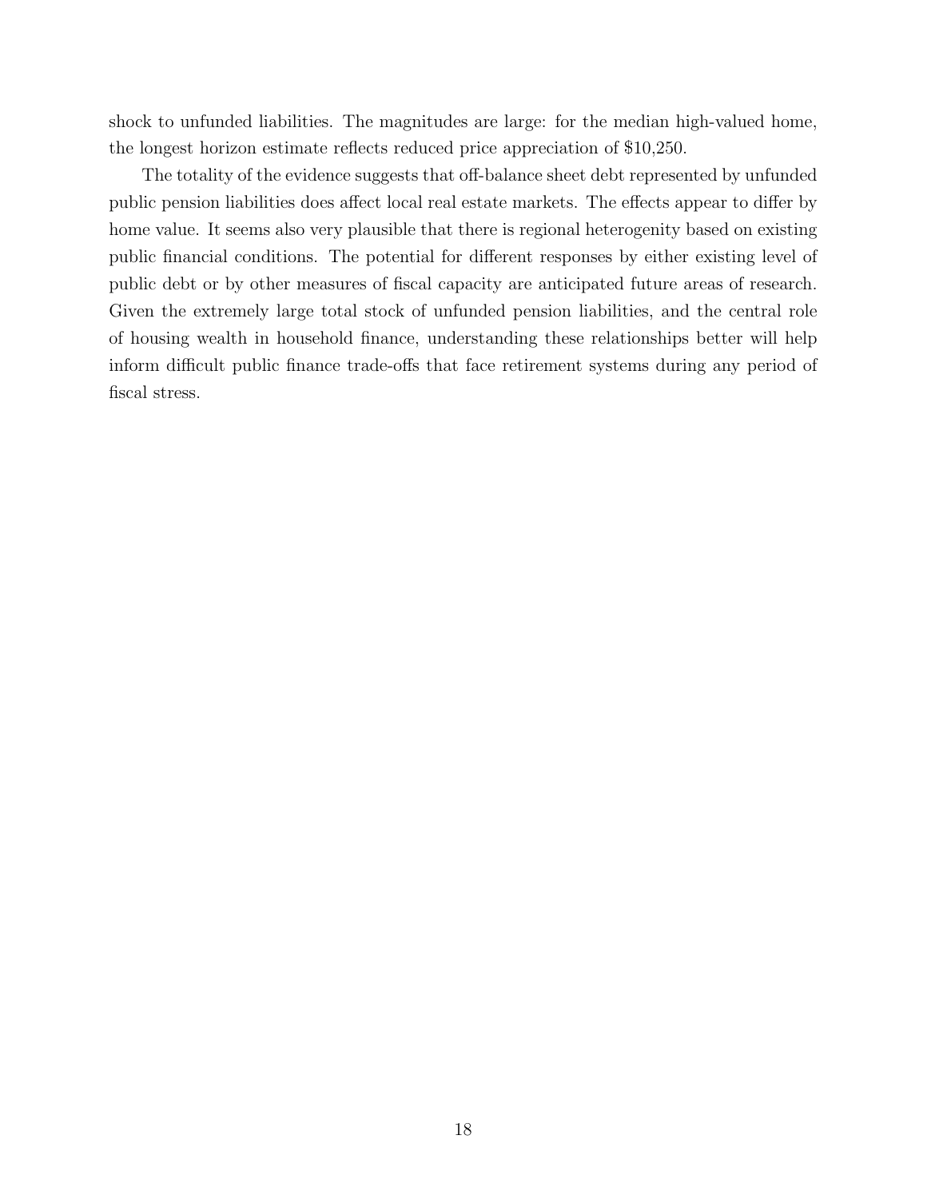shock to unfunded liabilities. The magnitudes are large: for the median high-valued home, the longest horizon estimate reflects reduced price appreciation of $10,250.

The totality of the evidence suggests that off-balance sheet debt represented by unfunded public pension liabilities does affect local real estate markets. The effects appear to differ by home value. It seems also very plausible that there is regional heterogenity based on existing public financial conditions. The potential for different responses by either existing level of public debt or by other measures of fiscal capacity are anticipated future areas of research. Given the extremely large total stock of unfunded pension liabilities, and the central role of housing wealth in household finance, understanding these relationships better will help inform difficult public finance trade-offs that face retirement systems during any period of fiscal stress.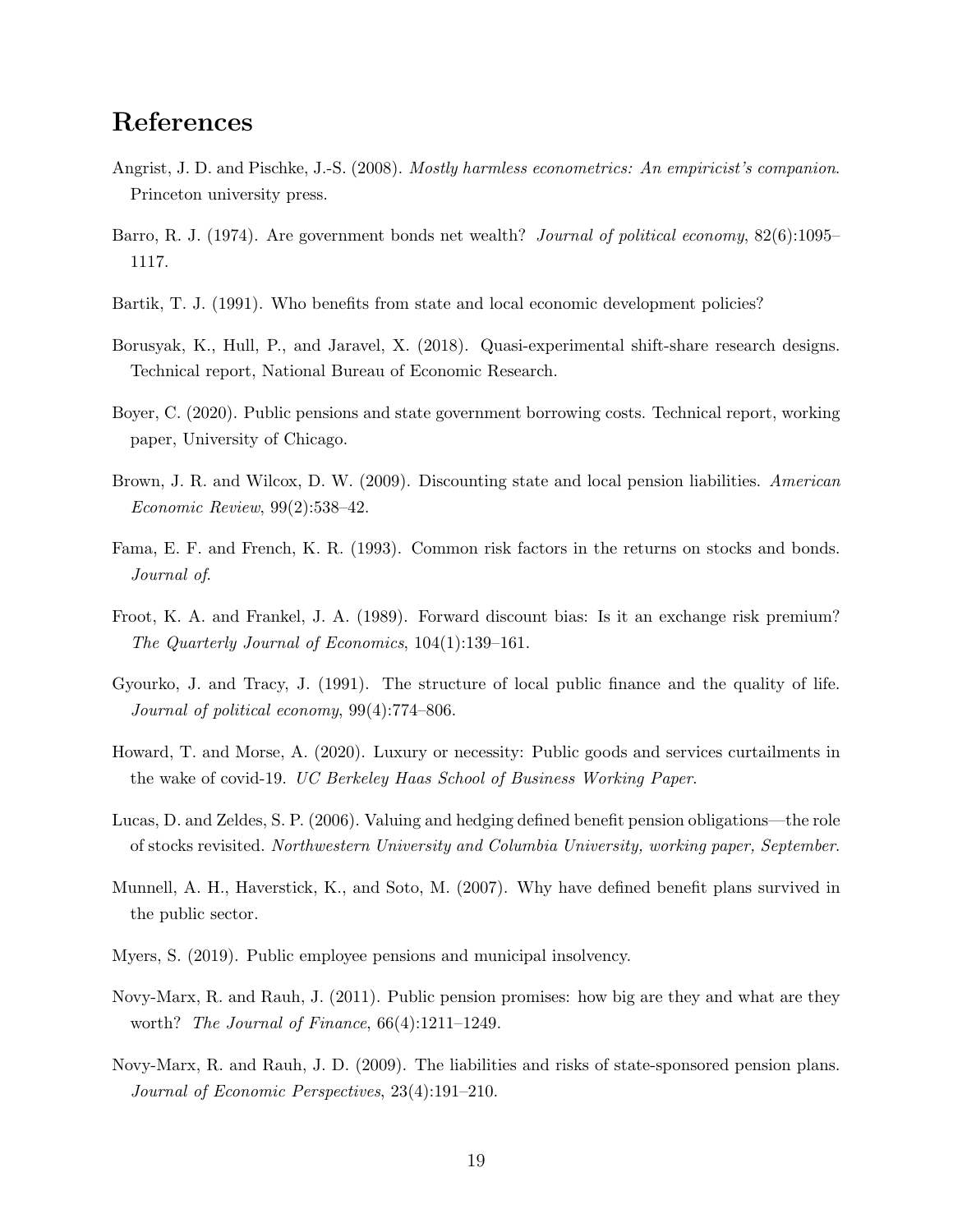# References

Angrist, J. D. and Pischke, J.-S. (2008). *Mostly harmless econometrics: An empiricist's companion*. Princeton university press.

Barro, R. J. (1974). Are government bonds net wealth? *Journal of political economy*, 82(6):1095–1117.

Bartik, T. J. (1991). Who benefits from state and local economic development policies?

Borusyak, K., Hull, P., and Jaravel, X. (2018). Quasi-experimental shift-share research designs. Technical report, National Bureau of Economic Research.

Boyer, C. (2020). Public pensions and state government borrowing costs. Technical report, working paper, University of Chicago.

Brown, J. R. and Wilcox, D. W. (2009). Discounting state and local pension liabilities. *American Economic Review*, 99(2):538–42.

Fama, E. F. and French, K. R. (1993). Common risk factors in the returns on stocks and bonds. *Journal of*.

Froot, K. A. and Frankel, J. A. (1989). Forward discount bias: Is it an exchange risk premium? *The Quarterly Journal of Economics*, 104(1):139–161.

Gyourko, J. and Tracy, J. (1991). The structure of local public finance and the quality of life. *Journal of political economy*, 99(4):774–806.

Howard, T. and Morse, A. (2020). Luxury or necessity: Public goods and services curtailments in the wake of covid-19. *UC Berkeley Haas School of Business Working Paper*.

Lucas, D. and Zeldes, S. P. (2006). Valuing and hedging defined benefit pension obligations—the role of stocks revisited. *Northwestern University and Columbia University, working paper, September*.

Munnell, A. H., Haverstick, K., and Soto, M. (2007). Why have defined benefit plans survived in the public sector.

Myers, S. (2019). Public employee pensions and municipal insolvency.

Novy-Marx, R. and Rauh, J. (2011). Public pension promises: how big are they and what are they worth? *The Journal of Finance*, 66(4):1211–1249.

Novy-Marx, R. and Rauh, J. D. (2009). The liabilities and risks of state-sponsored pension plans. *Journal of Economic Perspectives*, 23(4):191–210.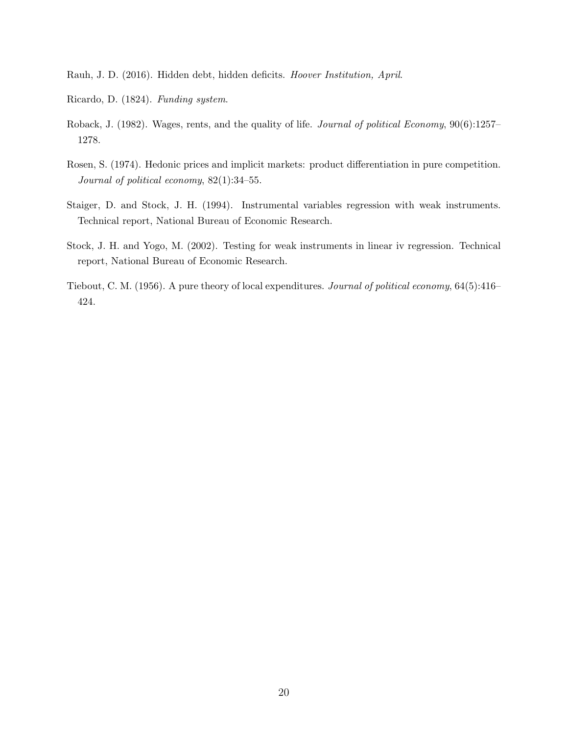Rauh, J. D. (2016). Hidden debt, hidden deficits. *Hoover Institution, April*.

Ricardo, D. (1824). *Funding system*.

Roback, J. (1982). Wages, rents, and the quality of life. *Journal of political Economy*, 90(6):1257–1278.

Rosen, S. (1974). Hedonic prices and implicit markets: product differentiation in pure competition. *Journal of political economy*, 82(1):34–55.

Staiger, D. and Stock, J. H. (1994). Instrumental variables regression with weak instruments. Technical report, National Bureau of Economic Research.

Stock, J. H. and Yogo, M. (2002). Testing for weak instruments in linear iv regression. Technical report, National Bureau of Economic Research.

Tiebout, C. M. (1956). A pure theory of local expenditures. *Journal of political economy*, 64(5):416–424.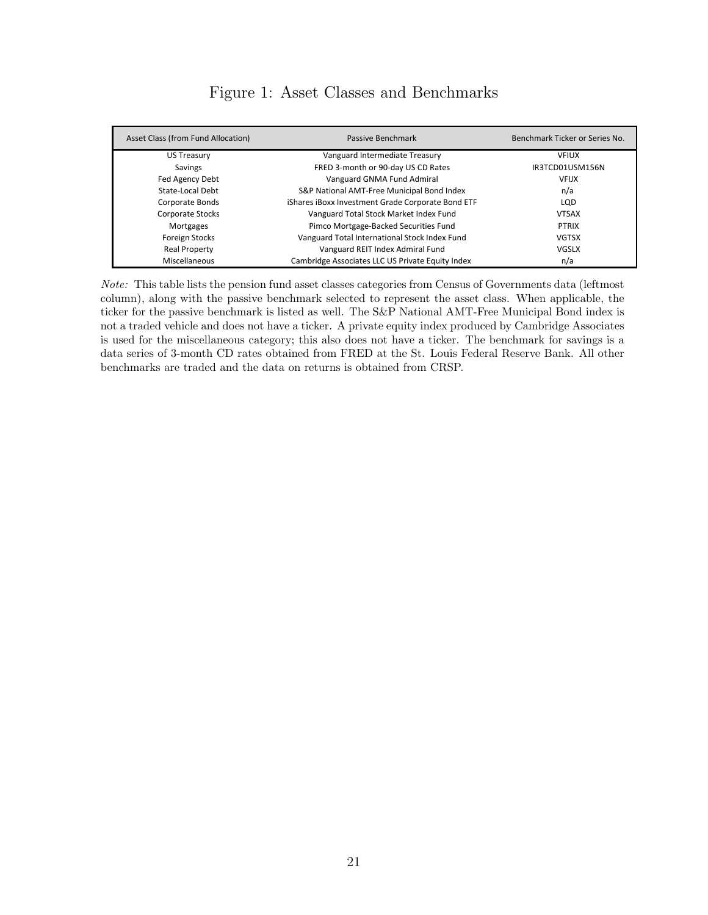# Figure 1: Asset Classes and Benchmarks

| Asset Class (from Fund Allocation) | Passive Benchmark | Benchmark Ticker or Series No. |
|---|---|---|
| US Treasury | Vanguard Intermediate Treasury | VFIUX |
| Savings | FRED 3-month or 90-day US CD Rates | IR3TCD01USM156N |
| Fed Agency Debt | Vanguard GNMA Fund Admiral | VFIJX |
| State-Local Debt | S&P National AMT-Free Municipal Bond Index | n/a |
| Corporate Bonds | iShares iBoxx Investment Grade Corporate Bond ETF | LQD |
| Corporate Stocks | Vanguard Total Stock Market Index Fund | VTSAX |
| Mortgages | Pimco Mortgage-Backed Securities Fund | PTRIX |
| Foreign Stocks | Vanguard Total International Stock Index Fund | VGTSX |
| Real Property | Vanguard REIT Index Admiral Fund | VGSLX |
| Miscellaneous | Cambridge Associates LLC US Private Equity Index | n/a |

*Note:* This table lists the pension fund asset classes categories from Census of Governments data (leftmost column), along with the passive benchmark selected to represent the asset class. When applicable, the ticker for the passive benchmark is listed as well. The S&P National AMT-Free Municipal Bond index is not a traded vehicle and does not have a ticker. A private equity index produced by Cambridge Associates is used for the miscellaneous category; this also does not have a ticker. The benchmark for savings is a data series of 3-month CD rates obtained from FRED at the St. Louis Federal Reserve Bank. All other benchmarks are traded and the data on returns is obtained from CRSP.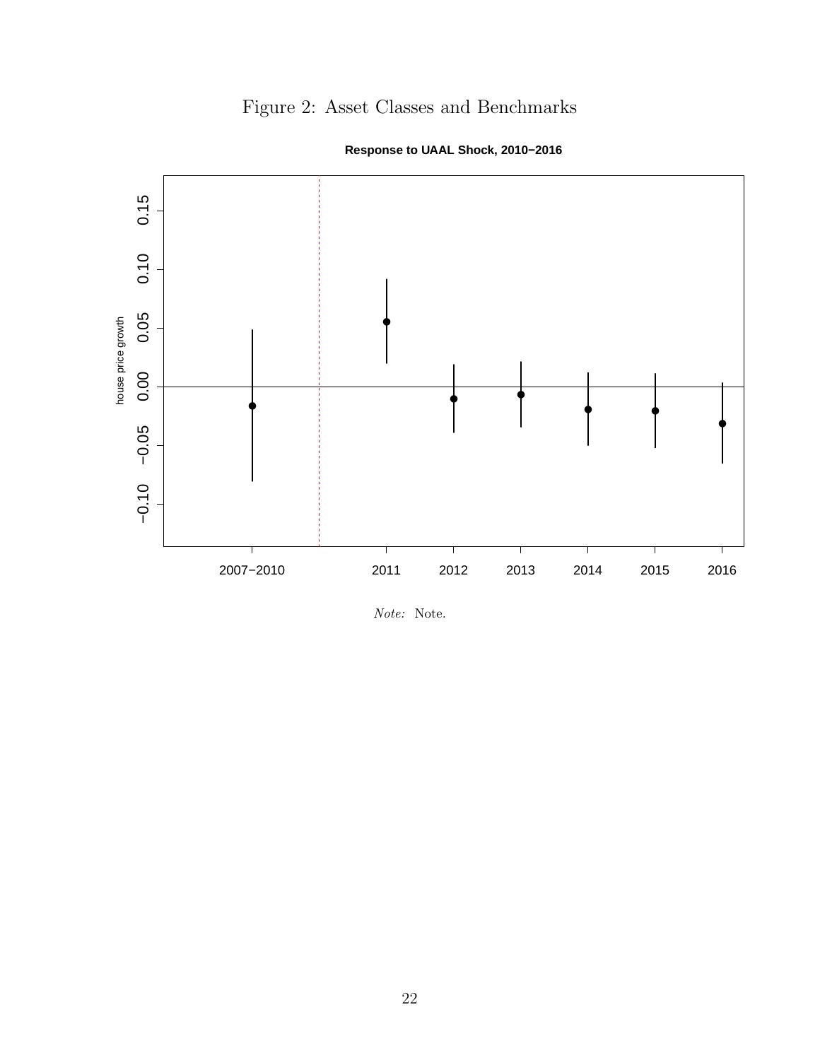Figure 2: Asset Classes and Benchmarks

**Response to UAAL Shock, 2010−2016**

*Note:* Note.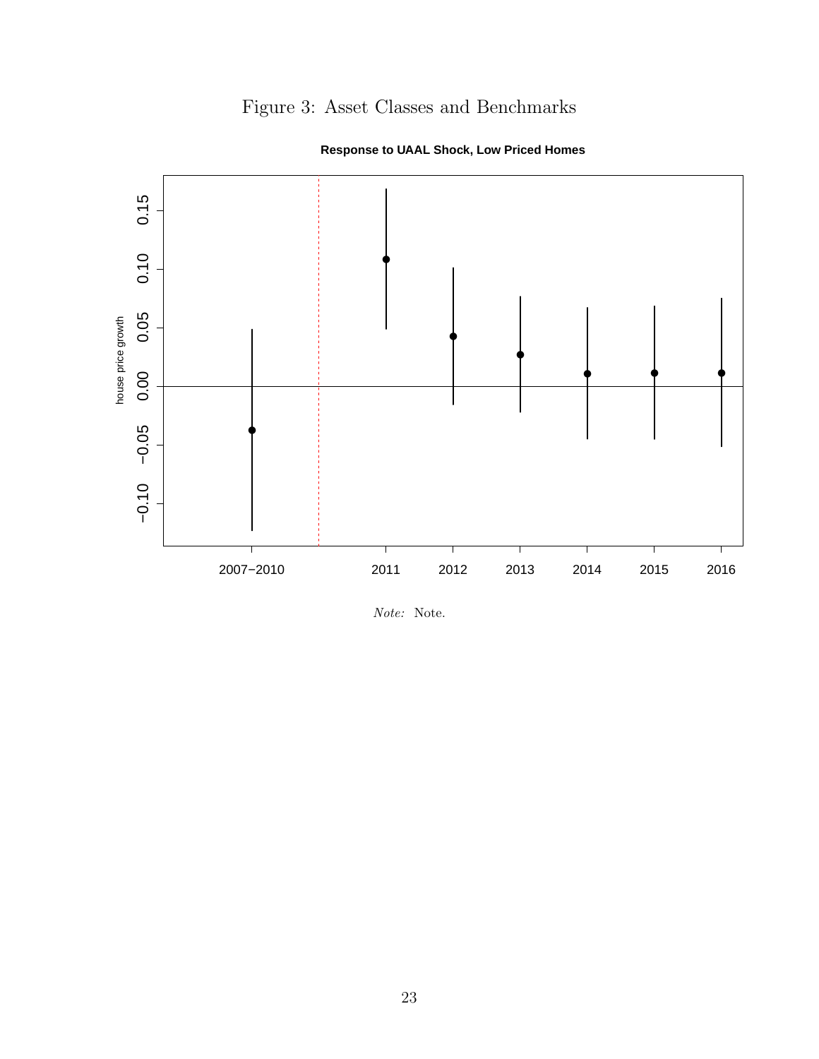Figure 3: Asset Classes and Benchmarks

*Note:* Note.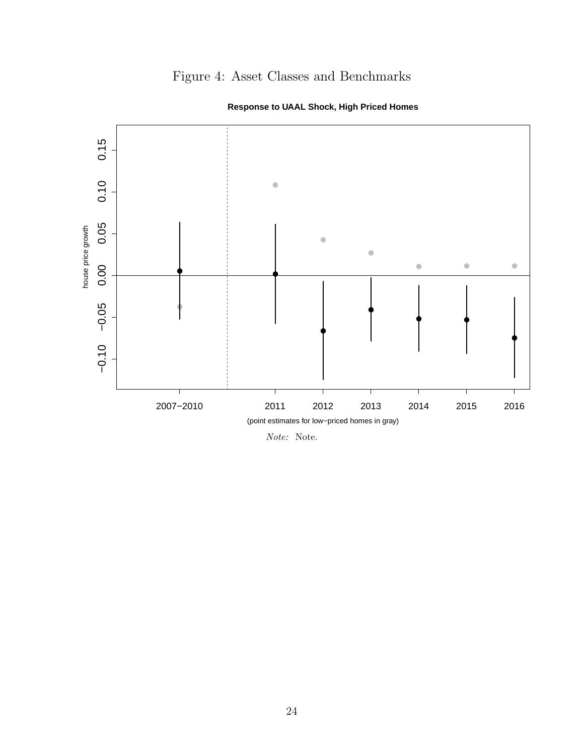Figure 4: Asset Classes and Benchmarks

**Response to UAAL Shock, High Priced Homes**

house price growth

2007−2010 2011 2012 2013 2014 2015 2016

(point estimates for low−priced homes in gray)

*Note:* Note.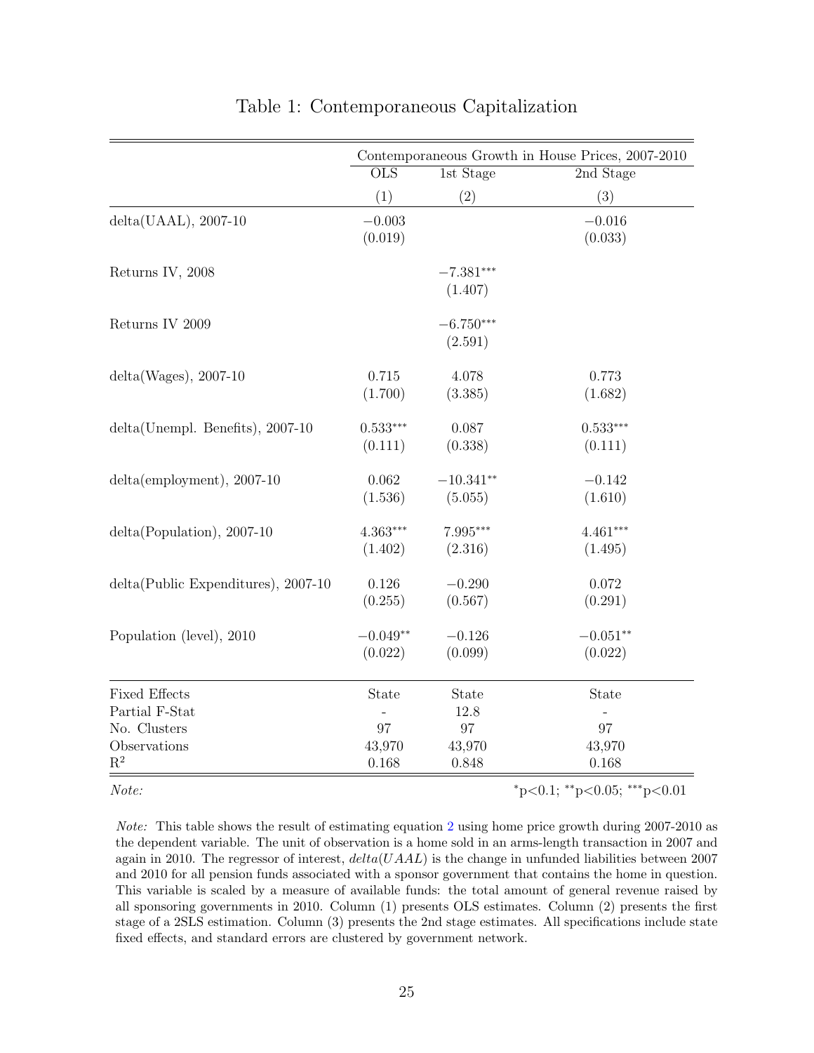# Table 1: Contemporaneous Capitalization

| | Contemporaneous Growth in House Prices, 2007-2010 | | |
|---|---|---|---|
| | OLS | 1st Stage | 2nd Stage |
| | (1) | (2) | (3) |
| delta(UAAL), 2007-10 | −0.003 | | −0.016 |
| | (0.019) | | (0.033) |
| Returns IV, 2008 | | $-7.381^{***}$ | |
| | | (1.407) | |
| Returns IV 2009 | | $-6.750^{***}$ | |
| | | (2.591) | |
| delta(Wages), 2007-10 | 0.715 | 4.078 | 0.773 |
| | (1.700) | (3.385) | (1.682) |
| delta(Unempl. Benefits), 2007-10 | $0.533^{***}$ | 0.087 | $0.533^{***}$ |
| | (0.111) | (0.338) | (0.111) |
| delta(employment), 2007-10 | 0.062 | $-10.341^{**}$ | −0.142 |
| | (1.536) | (5.055) | (1.610) |
| delta(Population), 2007-10 | $4.363^{***}$ | $7.995^{***}$ | $4.461^{***}$ |
| | (1.402) | (2.316) | (1.495) |
| delta(Public Expenditures), 2007-10 | 0.126 | −0.290 | 0.072 |
| | (0.255) | (0.567) | (0.291) |
| Population (level), 2010 | $-0.049^{**}$ | −0.126 | $-0.051^{**}$ |
| | (0.022) | (0.099) | (0.022) |
| Fixed Effects | State | State | State |
| Partial F-Stat | - | 12.8 | - |
| No. Clusters | 97 | 97 | 97 |
| Observations | 43,970 | 43,970 | 43,970 |
| $R^2$ | 0.168 | 0.848 | 0.168 |

*Note:* $^{*}$p<0.1; $^{**}$p<0.05; $^{***}$p<0.01

*Note:* This table shows the result of estimating equation 2 using home price growth during 2007-2010 as the dependent variable. The unit of observation is a home sold in an arms-length transaction in 2007 and again in 2010. The regressor of interest, *delta*(*UAAL*) is the change in unfunded liabilities between 2007 and 2010 for all pension funds associated with a sponsor government that contains the home in question. This variable is scaled by a measure of available funds: the total amount of general revenue raised by all sponsoring governments in 2010. Column (1) presents OLS estimates. Column (2) presents the first stage of a 2SLS estimation. Column (3) presents the 2nd stage estimates. All specifications include state fixed effects, and standard errors are clustered by government network.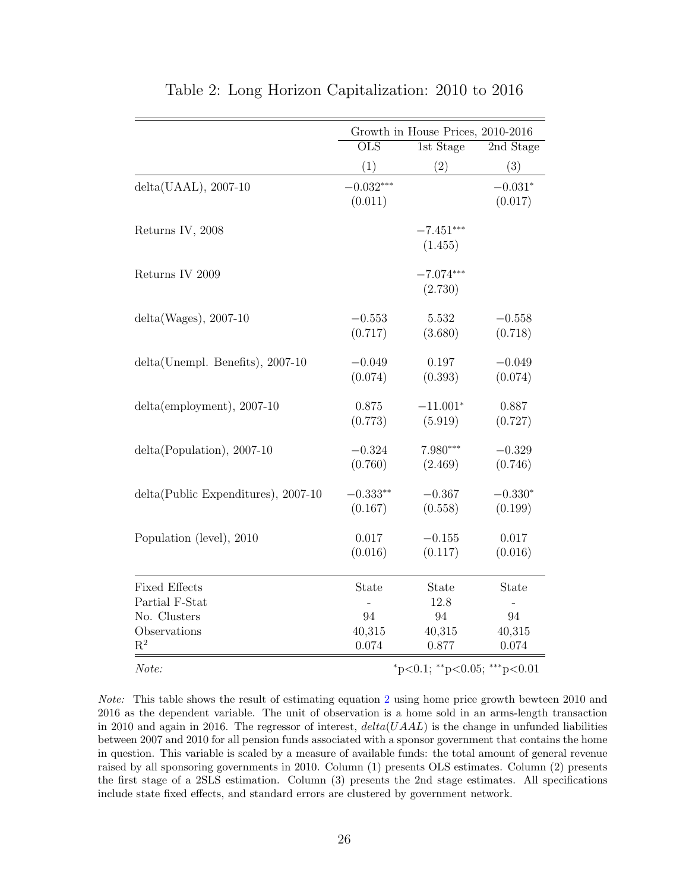Table 2: Long Horizon Capitalization: 2010 to 2016

| | Growth in House Prices, 2010-2016 | | |
|---|---|---|---|
| | OLS | 1st Stage | 2nd Stage |
| | (1) | (2) | (3) |
| delta(UAAL), 2007-10 | $-0.032^{***}$ | | $-0.031^{*}$ |
| | (0.011) | | (0.017) |
| Returns IV, 2008 | | $-7.451^{***}$ | |
| | | (1.455) | |
| Returns IV 2009 | | $-7.074^{***}$ | |
| | | (2.730) | |
| delta(Wages), 2007-10 | $-0.553$ | 5.532 | $-0.558$ |
| | (0.717) | (3.680) | (0.718) |
| delta(Unempl. Benefits), 2007-10 | $-0.049$ | 0.197 | $-0.049$ |
| | (0.074) | (0.393) | (0.074) |
| delta(employment), 2007-10 | 0.875 | $-11.001^{*}$ | 0.887 |
| | (0.773) | (5.919) | (0.727) |
| delta(Population), 2007-10 | $-0.324$ | $7.980^{***}$ | $-0.329$ |
| | (0.760) | (2.469) | (0.746) |
| delta(Public Expenditures), 2007-10 | $-0.333^{**}$ | $-0.367$ | $-0.330^{*}$ |
| | (0.167) | (0.558) | (0.199) |
| Population (level), 2010 | 0.017 | $-0.155$ | 0.017 |
| | (0.016) | (0.117) | (0.016) |
| Fixed Effects | State | State | State |
| Partial F-Stat | - | 12.8 | - |
| No. Clusters | 94 | 94 | 94 |
| Observations | 40,315 | 40,315 | 40,315 |
| $R^2$ | 0.074 | 0.877 | 0.074 |
| *Note:* | | | $^{*}$p<0.1; $^{**}$p<0.05; $^{***}$p<0.01 |

*Note:* This table shows the result of estimating equation 2 using home price growth bewteen 2010 and 2016 as the dependent variable. The unit of observation is a home sold in an arms-length transaction in 2010 and again in 2016. The regressor of interest, $delta(UAAL)$ is the change in unfunded liabilities between 2007 and 2010 for all pension funds associated with a sponsor government that contains the home in question. This variable is scaled by a measure of available funds: the total amount of general revenue raised by all sponsoring governments in 2010. Column (1) presents OLS estimates. Column (2) presents the first stage of a 2SLS estimation. Column (3) presents the 2nd stage estimates. All specifications include state fixed effects, and standard errors are clustered by government network.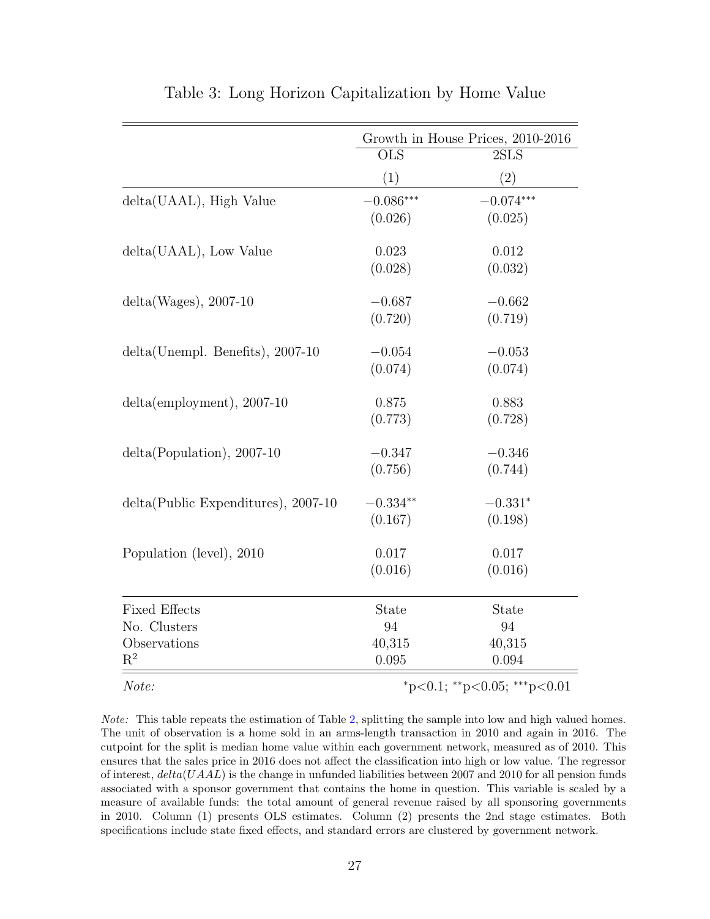# Table 3: Long Horizon Capitalization by Home Value

| | Growth in House Prices, 2010-2016 | |
|---|---|---|
| | OLS | 2SLS |
| | (1) | (2) |
| delta(UAAL), High Value | $-0.086^{***}$ | $-0.074^{***}$ |
| | (0.026) | (0.025) |
| delta(UAAL), Low Value | 0.023 | 0.012 |
| | (0.028) | (0.032) |
| delta(Wages), 2007-10 | $-0.687$ | $-0.662$ |
| | (0.720) | (0.719) |
| delta(Unempl. Benefits), 2007-10 | $-0.054$ | $-0.053$ |
| | (0.074) | (0.074) |
| delta(employment), 2007-10 | 0.875 | 0.883 |
| | (0.773) | (0.728) |
| delta(Population), 2007-10 | $-0.347$ | $-0.346$ |
| | (0.756) | (0.744) |
| delta(Public Expenditures), 2007-10 | $-0.334^{**}$ | $-0.331^{*}$ |
| | (0.167) | (0.198) |
| Population (level), 2010 | 0.017 | 0.017 |
| | (0.016) | (0.016) |
| Fixed Effects | State | State |
| No. Clusters | 94 | 94 |
| Observations | 40,315 | 40,315 |
| $R^2$ | 0.095 | 0.094 |

*Note:* $^{*}$p<0.1; $^{**}$p<0.05; $^{***}$p<0.01

*Note:* This table repeats the estimation of Table 2, splitting the sample into low and high valued homes. The unit of observation is a home sold in an arms-length transaction in 2010 and again in 2016. The cutpoint for the split is median home value within each government network, measured as of 2010. This ensures that the sales price in 2016 does not affect the classification into high or low value. The regressor of interest, *delta(UAAL)* is the change in unfunded liabilities between 2007 and 2010 for all pension funds associated with a sponsor government that contains the home in question. This variable is scaled by a measure of available funds: the total amount of general revenue raised by all sponsoring governments in 2010. Column (1) presents OLS estimates. Column (2) presents the 2nd stage estimates. Both specifications include state fixed effects, and standard errors are clustered by government network.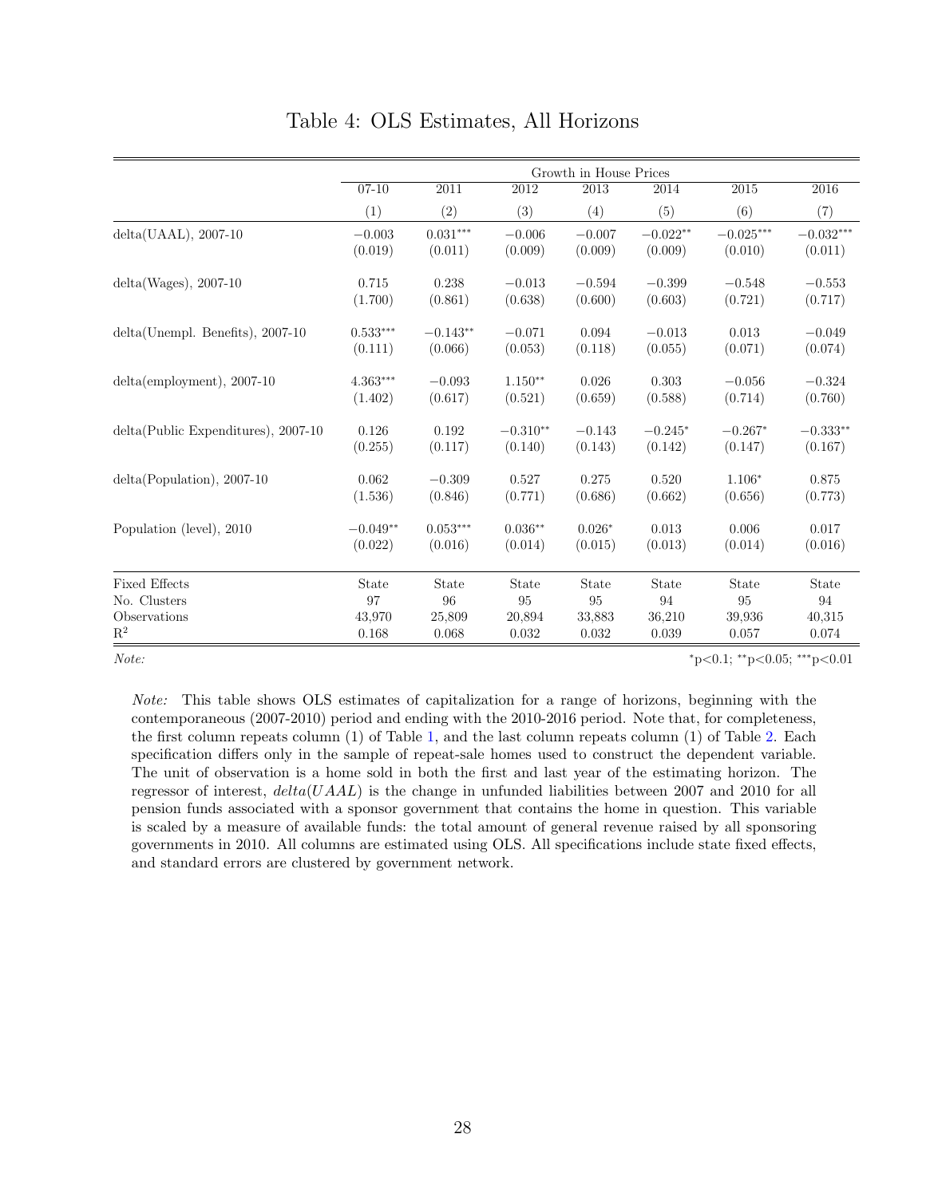# Table 4: OLS Estimates, All Horizons

| | Growth in House Prices | | | | | | |
|---|---|---|---|---|---|---|---|
| | 07-10 | 2011 | 2012 | 2013 | 2014 | 2015 | 2016 |
| | (1) | (2) | (3) | (4) | (5) | (6) | (7) |
| delta(UAAL), 2007-10 | $-0.003$ | $0.031^{***}$ | $-0.006$ | $-0.007$ | $-0.022^{**}$ | $-0.025^{***}$ | $-0.032^{***}$ |
| | (0.019) | (0.011) | (0.009) | (0.009) | (0.009) | (0.010) | (0.011) |
| delta(Wages), 2007-10 | 0.715 | 0.238 | $-0.013$ | $-0.594$ | $-0.399$ | $-0.548$ | $-0.553$ |
| | (1.700) | (0.861) | (0.638) | (0.600) | (0.603) | (0.721) | (0.717) |
| delta(Unempl. Benefits), 2007-10 | $0.533^{***}$ | $-0.143^{**}$ | $-0.071$ | 0.094 | $-0.013$ | 0.013 | $-0.049$ |
| | (0.111) | (0.066) | (0.053) | (0.118) | (0.055) | (0.071) | (0.074) |
| delta(employment), 2007-10 | $4.363^{***}$ | $-0.093$ | $1.150^{**}$ | 0.026 | 0.303 | $-0.056$ | $-0.324$ |
| | (1.402) | (0.617) | (0.521) | (0.659) | (0.588) | (0.714) | (0.760) |
| delta(Public Expenditures), 2007-10 | 0.126 | 0.192 | $-0.310^{**}$ | $-0.143$ | $-0.245^{*}$ | $-0.267^{*}$ | $-0.333^{**}$ |
| | (0.255) | (0.117) | (0.140) | (0.143) | (0.142) | (0.147) | (0.167) |
| delta(Population), 2007-10 | 0.062 | $-0.309$ | 0.527 | 0.275 | 0.520 | $1.106^{*}$ | 0.875 |
| | (1.536) | (0.846) | (0.771) | (0.686) | (0.662) | (0.656) | (0.773) |
| Population (level), 2010 | $-0.049^{**}$ | $0.053^{***}$ | $0.036^{**}$ | $0.026^{*}$ | 0.013 | 0.006 | 0.017 |
| | (0.022) | (0.016) | (0.014) | (0.015) | (0.013) | (0.014) | (0.016) |
| Fixed Effects | State | State | State | State | State | State | State |
| No. Clusters | 97 | 96 | 95 | 95 | 94 | 95 | 94 |
| Observations | 43,970 | 25,809 | 20,894 | 33,883 | 36,210 | 39,936 | 40,315 |
| $R^2$ | 0.168 | 0.068 | 0.032 | 0.032 | 0.039 | 0.057 | 0.074 |

*Note:* $^{*}$p<0.1; $^{**}$p<0.05; $^{***}$p<0.01

*Note:* This table shows OLS estimates of capitalization for a range of horizons, beginning with the contemporaneous (2007-2010) period and ending with the 2010-2016 period. Note that, for completeness, the first column repeats column (1) of Table 1, and the last column repeats column (1) of Table 2. Each specification differs only in the sample of repeat-sale homes used to construct the dependent variable. The unit of observation is a home sold in both the first and last year of the estimating horizon. The regressor of interest, $delta(UAAL)$ is the change in unfunded liabilities between 2007 and 2010 for all pension funds associated with a sponsor government that contains the home in question. This variable is scaled by a measure of available funds: the total amount of general revenue raised by all sponsoring governments in 2010. All columns are estimated using OLS. All specifications include state fixed effects, and standard errors are clustered by government network.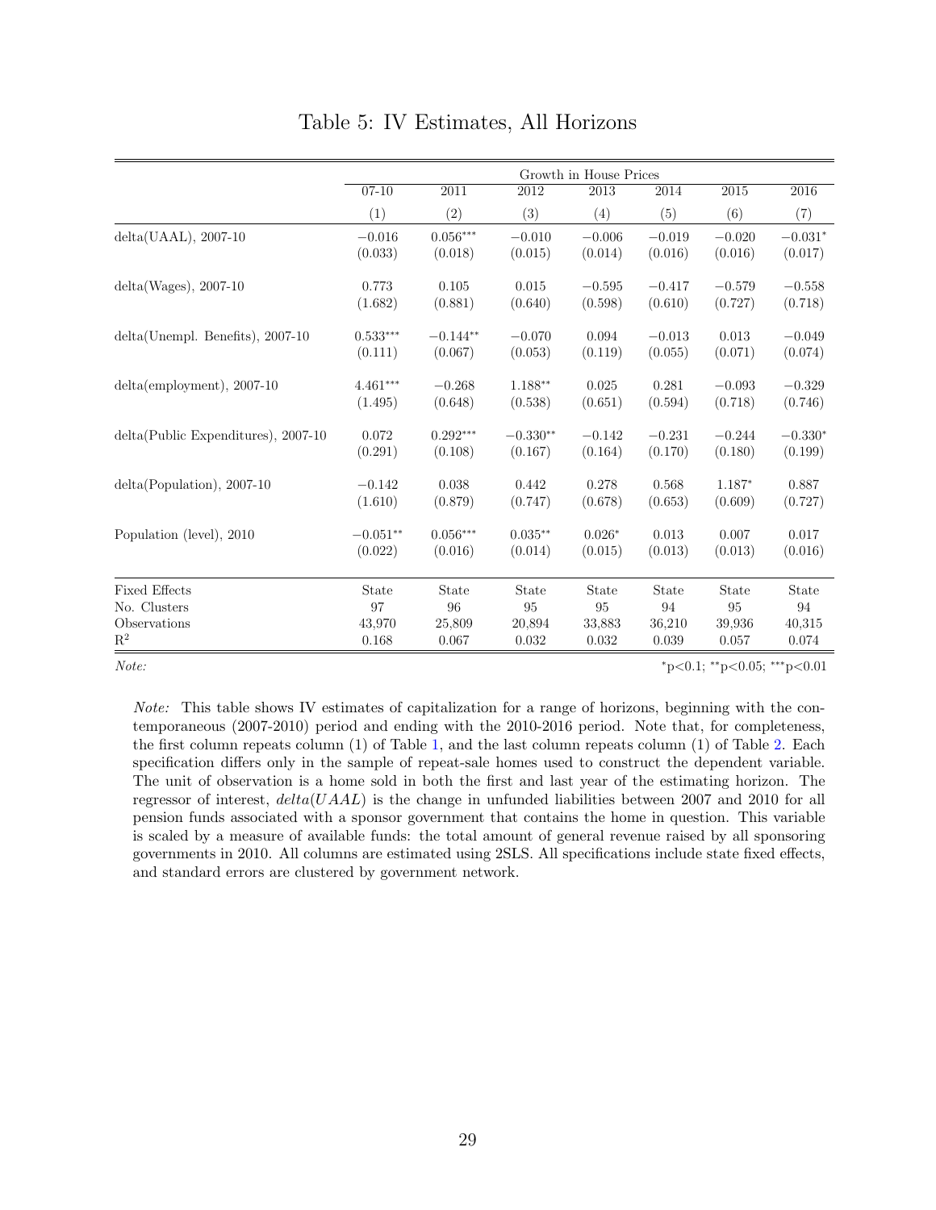# Table 5: IV Estimates, All Horizons

| | Growth in House Prices | | | | | | |
|---|---|---|---|---|---|---|---|
| | 07-10 | 2011 | 2012 | 2013 | 2014 | 2015 | 2016 |
| | (1) | (2) | (3) | (4) | (5) | (6) | (7) |
| delta(UAAL), 2007-10 | −0.016 | 0.056*** | −0.010 | −0.006 | −0.019 | −0.020 | −0.031* |
| | (0.033) | (0.018) | (0.015) | (0.014) | (0.016) | (0.016) | (0.017) |
| delta(Wages), 2007-10 | 0.773 | 0.105 | 0.015 | −0.595 | −0.417 | −0.579 | −0.558 |
| | (1.682) | (0.881) | (0.640) | (0.598) | (0.610) | (0.727) | (0.718) |
| delta(Unempl. Benefits), 2007-10 | 0.533*** | −0.144** | −0.070 | 0.094 | −0.013 | 0.013 | −0.049 |
| | (0.111) | (0.067) | (0.053) | (0.119) | (0.055) | (0.071) | (0.074) |
| delta(employment), 2007-10 | 4.461*** | −0.268 | 1.188** | 0.025 | 0.281 | −0.093 | −0.329 |
| | (1.495) | (0.648) | (0.538) | (0.651) | (0.594) | (0.718) | (0.746) |
| delta(Public Expenditures), 2007-10 | 0.072 | 0.292*** | −0.330** | −0.142 | −0.231 | −0.244 | −0.330* |
| | (0.291) | (0.108) | (0.167) | (0.164) | (0.170) | (0.180) | (0.199) |
| delta(Population), 2007-10 | −0.142 | 0.038 | 0.442 | 0.278 | 0.568 | 1.187* | 0.887 |
| | (1.610) | (0.879) | (0.747) | (0.678) | (0.653) | (0.609) | (0.727) |
| Population (level), 2010 | −0.051** | 0.056*** | 0.035** | 0.026* | 0.013 | 0.007 | 0.017 |
| | (0.022) | (0.016) | (0.014) | (0.015) | (0.013) | (0.013) | (0.016) |
| Fixed Effects | State | State | State | State | State | State | State |
| No. Clusters | 97 | 96 | 95 | 95 | 94 | 95 | 94 |
| Observations | 43,970 | 25,809 | 20,894 | 33,883 | 36,210 | 39,936 | 40,315 |
| $R^2$ | 0.168 | 0.067 | 0.032 | 0.032 | 0.039 | 0.057 | 0.074 |

*Note:* *p<0.1; **p<0.05; ***p<0.01

*Note:* This table shows IV estimates of capitalization for a range of horizons, beginning with the contemporaneous (2007-2010) period and ending with the 2010-2016 period. Note that, for completeness, the first column repeats column (1) of Table 1, and the last column repeats column (1) of Table 2. Each specification differs only in the sample of repeat-sale homes used to construct the dependent variable. The unit of observation is a home sold in both the first and last year of the estimating horizon. The regressor of interest, *delta*($UAAL$) is the change in unfunded liabilities between 2007 and 2010 for all pension funds associated with a sponsor government that contains the home in question. This variable is scaled by a measure of available funds: the total amount of general revenue raised by all sponsoring governments in 2010. All columns are estimated using 2SLS. All specifications include state fixed effects, and standard errors are clustered by government network.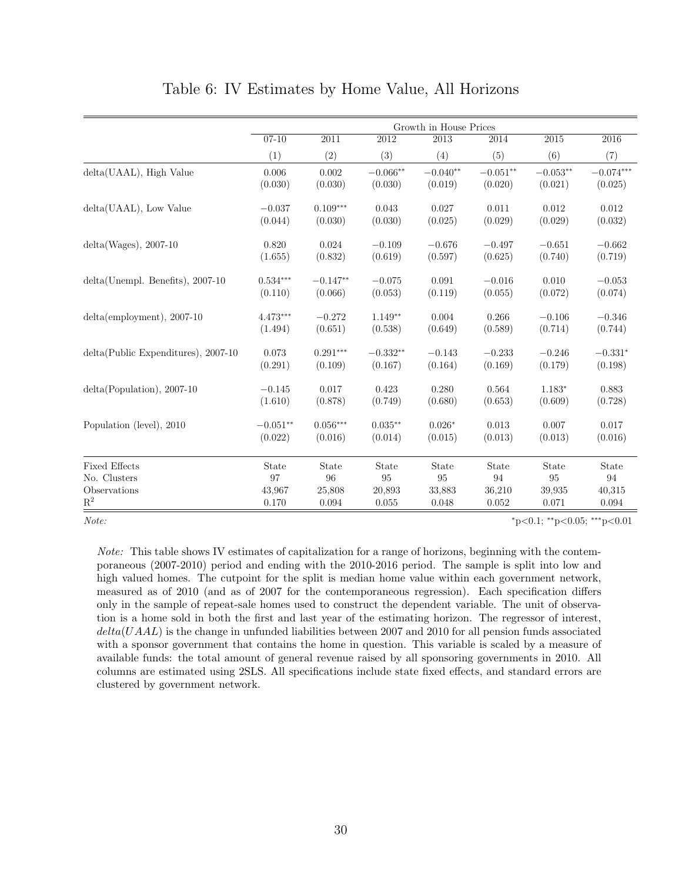# Table 6: IV Estimates by Home Value, All Horizons

| | Growth in House Prices | | | | | | |
|---|---|---|---|---|---|---|---|
| | 07-10 | 2011 | 2012 | 2013 | 2014 | 2015 | 2016 |
| | (1) | (2) | (3) | (4) | (5) | (6) | (7) |
| delta(UAAL), High Value | 0.006 | 0.002 | $-0.066^{**}$ | $-0.040^{**}$ | $-0.051^{**}$ | $-0.053^{**}$ | $-0.074^{***}$ |
| | (0.030) | (0.030) | (0.030) | (0.019) | (0.020) | (0.021) | (0.025) |
| delta(UAAL), Low Value | $-0.037$ | $0.109^{***}$ | 0.043 | 0.027 | 0.011 | 0.012 | 0.012 |
| | (0.044) | (0.030) | (0.030) | (0.025) | (0.029) | (0.029) | (0.032) |
| delta(Wages), 2007-10 | 0.820 | 0.024 | $-0.109$ | $-0.676$ | $-0.497$ | $-0.651$ | $-0.662$ |
| | (1.655) | (0.832) | (0.619) | (0.597) | (0.625) | (0.740) | (0.719) |
| delta(Unempl. Benefits), 2007-10 | $0.534^{***}$ | $-0.147^{**}$ | $-0.075$ | 0.091 | $-0.016$ | 0.010 | $-0.053$ |
| | (0.110) | (0.066) | (0.053) | (0.119) | (0.055) | (0.072) | (0.074) |
| delta(employment), 2007-10 | $4.473^{***}$ | $-0.272$ | $1.149^{**}$ | 0.004 | 0.266 | $-0.106$ | $-0.346$ |
| | (1.494) | (0.651) | (0.538) | (0.649) | (0.589) | (0.714) | (0.744) |
| delta(Public Expenditures), 2007-10 | 0.073 | $0.291^{***}$ | $-0.332^{**}$ | $-0.143$ | $-0.233$ | $-0.246$ | $-0.331^{*}$ |
| | (0.291) | (0.109) | (0.167) | (0.164) | (0.169) | (0.179) | (0.198) |
| delta(Population), 2007-10 | $-0.145$ | 0.017 | 0.423 | 0.280 | 0.564 | $1.183^{*}$ | 0.883 |
| | (1.610) | (0.878) | (0.749) | (0.680) | (0.653) | (0.609) | (0.728) |
| Population (level), 2010 | $-0.051^{**}$ | $0.056^{***}$ | $0.035^{**}$ | $0.026^{*}$ | 0.013 | 0.007 | 0.017 |
| | (0.022) | (0.016) | (0.014) | (0.015) | (0.013) | (0.013) | (0.016) |
| Fixed Effects | State | State | State | State | State | State | State |
| No. Clusters | 97 | 96 | 95 | 95 | 94 | 95 | 94 |
| Observations | 43,967 | 25,808 | 20,893 | 33,883 | 36,210 | 39,935 | 40,315 |
| $R^2$ | 0.170 | 0.094 | 0.055 | 0.048 | 0.052 | 0.071 | 0.094 |

*Note:* $^{*}$p<0.1; $^{**}$p<0.05; $^{***}$p<0.01

*Note:* This table shows IV estimates of capitalization for a range of horizons, beginning with the contemporaneous (2007-2010) period and ending with the 2010-2016 period. The sample is split into low and high valued homes. The cutpoint for the split is median home value within each government network, measured as of 2010 (and as of 2007 for the contemporaneous regression). Each specification differs only in the sample of repeat-sale homes used to construct the dependent variable. The unit of observation is a home sold in both the first and last year of the estimating horizon. The regressor of interest, $delta(UAAL)$ is the change in unfunded liabilities between 2007 and 2010 for all pension funds associated with a sponsor government that contains the home in question. This variable is scaled by a measure of available funds: the total amount of general revenue raised by all sponsoring governments in 2010. All columns are estimated using 2SLS. All specifications include state fixed effects, and standard errors are clustered by government network.